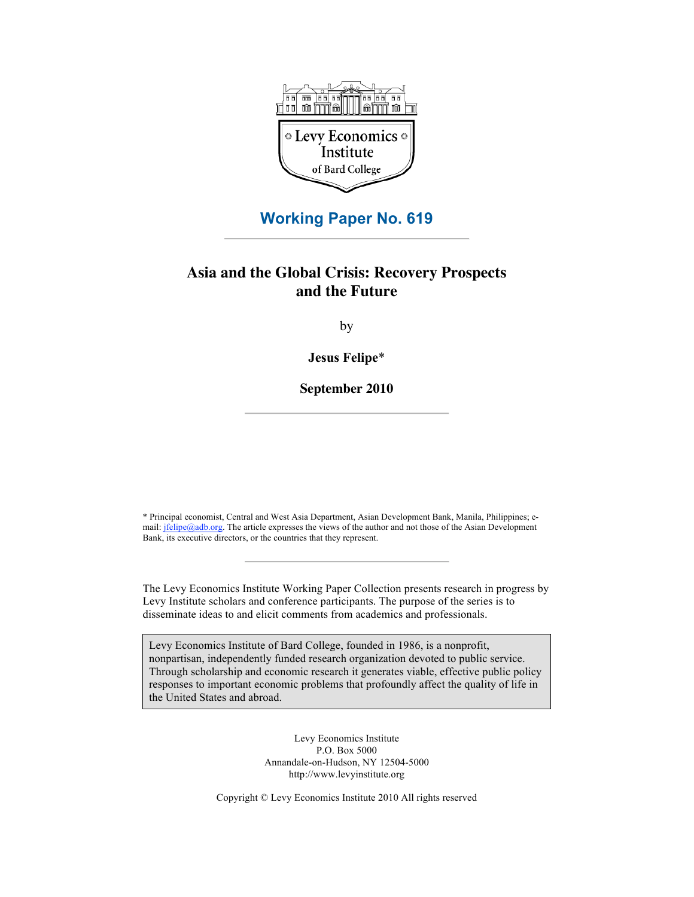Levy Economics Institute of Bard College

## Working Paper No. 619

# Asia and the Global Crisis: Recovery Prospects and the Future

by

**Jesus Felipe***

**September 2010**

* Principal economist, Central and West Asia Department, Asian Development Bank, Manila, Philippines; e-mail: jfelipe@adb.org. The article expresses the views of the author and not those of the Asian Development Bank, its executive directors, or the countries that they represent.

The Levy Economics Institute Working Paper Collection presents research in progress by Levy Institute scholars and conference participants. The purpose of the series is to disseminate ideas to and elicit comments from academics and professionals.

Levy Economics Institute of Bard College, founded in 1986, is a nonprofit, nonpartisan, independently funded research organization devoted to public service. Through scholarship and economic research it generates viable, effective public policy responses to important economic problems that profoundly affect the quality of life in the United States and abroad.

Levy Economics Institute
P.O. Box 5000
Annandale-on-Hudson, NY 12504-5000
http://www.levyinstitute.org

Copyright © Levy Economics Institute 2010 All rights reserved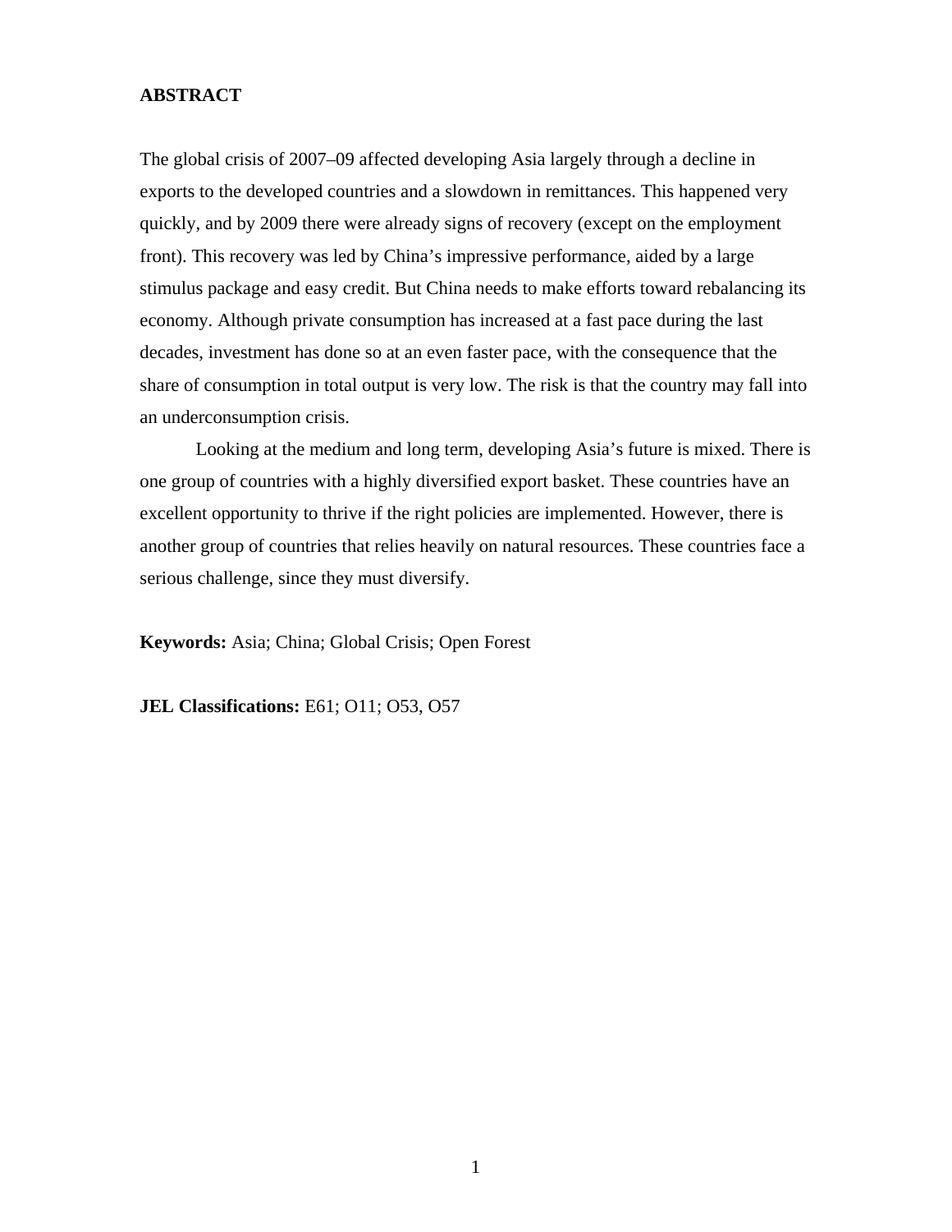**ABSTRACT**

The global crisis of 2007–09 affected developing Asia largely through a decline in exports to the developed countries and a slowdown in remittances. This happened very quickly, and by 2009 there were already signs of recovery (except on the employment front). This recovery was led by China's impressive performance, aided by a large stimulus package and easy credit. But China needs to make efforts toward rebalancing its economy. Although private consumption has increased at a fast pace during the last decades, investment has done so at an even faster pace, with the consequence that the share of consumption in total output is very low. The risk is that the country may fall into an underconsumption crisis.

Looking at the medium and long term, developing Asia's future is mixed. There is one group of countries with a highly diversified export basket. These countries have an excellent opportunity to thrive if the right policies are implemented. However, there is another group of countries that relies heavily on natural resources. These countries face a serious challenge, since they must diversify.

**Keywords:** Asia; China; Global Crisis; Open Forest

**JEL Classifications:** E61; O11; O53, O57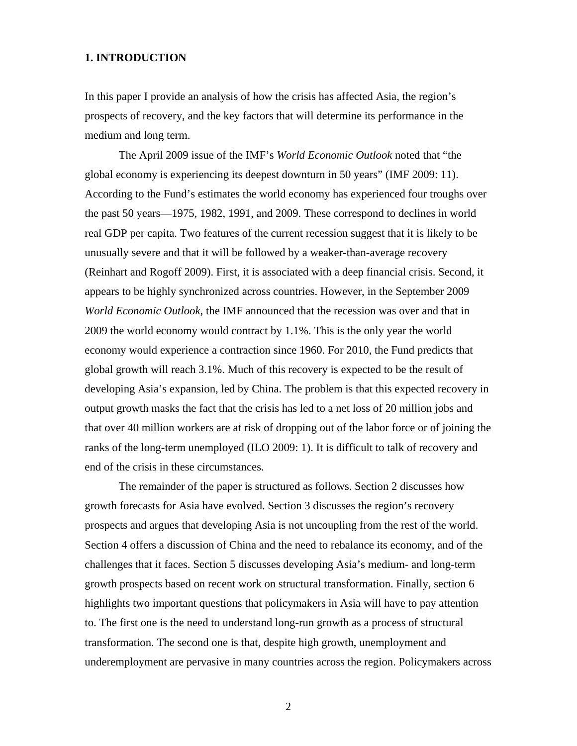## 1. INTRODUCTION

In this paper I provide an analysis of how the crisis has affected Asia, the region's prospects of recovery, and the key factors that will determine its performance in the medium and long term.

The April 2009 issue of the IMF's *World Economic Outlook* noted that "the global economy is experiencing its deepest downturn in 50 years" (IMF 2009: 11). According to the Fund's estimates the world economy has experienced four troughs over the past 50 years—1975, 1982, 1991, and 2009. These correspond to declines in world real GDP per capita. Two features of the current recession suggest that it is likely to be unusually severe and that it will be followed by a weaker-than-average recovery (Reinhart and Rogoff 2009). First, it is associated with a deep financial crisis. Second, it appears to be highly synchronized across countries. However, in the September 2009 *World Economic Outlook*, the IMF announced that the recession was over and that in 2009 the world economy would contract by 1.1%. This is the only year the world economy would experience a contraction since 1960. For 2010, the Fund predicts that global growth will reach 3.1%. Much of this recovery is expected to be the result of developing Asia's expansion, led by China. The problem is that this expected recovery in output growth masks the fact that the crisis has led to a net loss of 20 million jobs and that over 40 million workers are at risk of dropping out of the labor force or of joining the ranks of the long-term unemployed (ILO 2009: 1). It is difficult to talk of recovery and end of the crisis in these circumstances.

The remainder of the paper is structured as follows. Section 2 discusses how growth forecasts for Asia have evolved. Section 3 discusses the region's recovery prospects and argues that developing Asia is not uncoupling from the rest of the world. Section 4 offers a discussion of China and the need to rebalance its economy, and of the challenges that it faces. Section 5 discusses developing Asia's medium- and long-term growth prospects based on recent work on structural transformation. Finally, section 6 highlights two important questions that policymakers in Asia will have to pay attention to. The first one is the need to understand long-run growth as a process of structural transformation. The second one is that, despite high growth, unemployment and underemployment are pervasive in many countries across the region. Policymakers across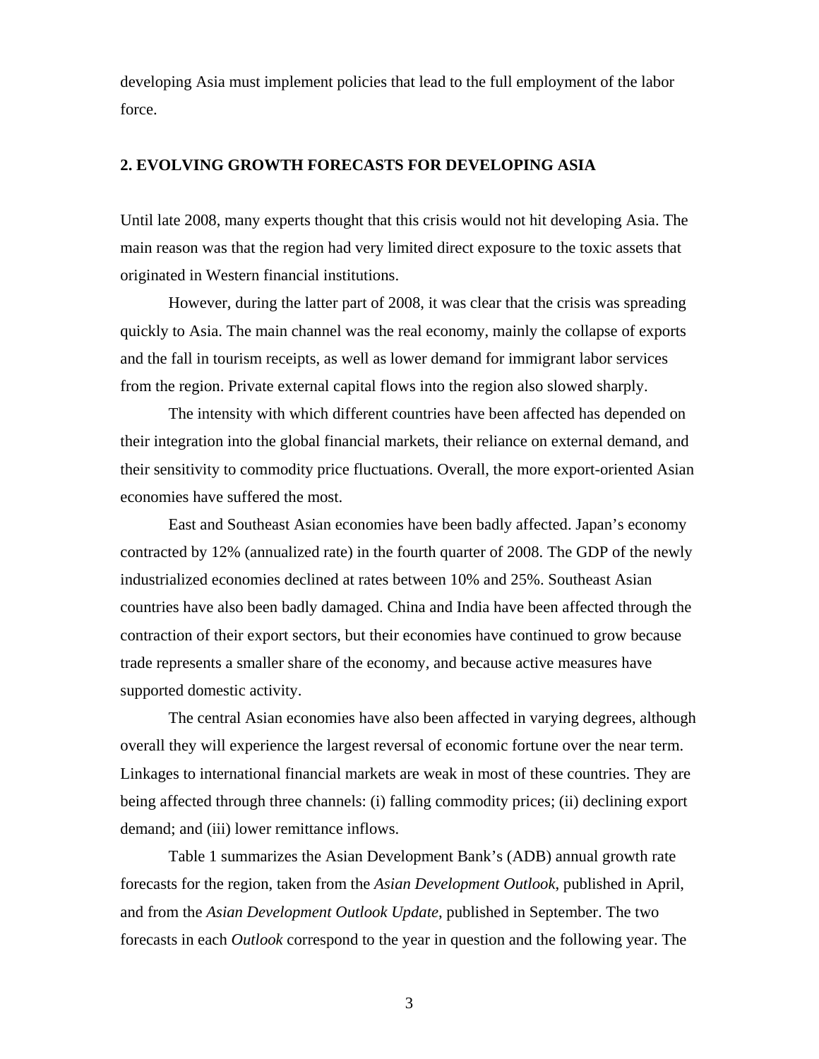developing Asia must implement policies that lead to the full employment of the labor force.

## 2. EVOLVING GROWTH FORECASTS FOR DEVELOPING ASIA

Until late 2008, many experts thought that this crisis would not hit developing Asia. The main reason was that the region had very limited direct exposure to the toxic assets that originated in Western financial institutions.

However, during the latter part of 2008, it was clear that the crisis was spreading quickly to Asia. The main channel was the real economy, mainly the collapse of exports and the fall in tourism receipts, as well as lower demand for immigrant labor services from the region. Private external capital flows into the region also slowed sharply.

The intensity with which different countries have been affected has depended on their integration into the global financial markets, their reliance on external demand, and their sensitivity to commodity price fluctuations. Overall, the more export-oriented Asian economies have suffered the most.

East and Southeast Asian economies have been badly affected. Japan's economy contracted by 12% (annualized rate) in the fourth quarter of 2008. The GDP of the newly industrialized economies declined at rates between 10% and 25%. Southeast Asian countries have also been badly damaged. China and India have been affected through the contraction of their export sectors, but their economies have continued to grow because trade represents a smaller share of the economy, and because active measures have supported domestic activity.

The central Asian economies have also been affected in varying degrees, although overall they will experience the largest reversal of economic fortune over the near term. Linkages to international financial markets are weak in most of these countries. They are being affected through three channels: (i) falling commodity prices; (ii) declining export demand; and (iii) lower remittance inflows.

Table 1 summarizes the Asian Development Bank's (ADB) annual growth rate forecasts for the region, taken from the *Asian Development Outlook*, published in April, and from the *Asian Development Outlook Update*, published in September. The two forecasts in each *Outlook* correspond to the year in question and the following year. The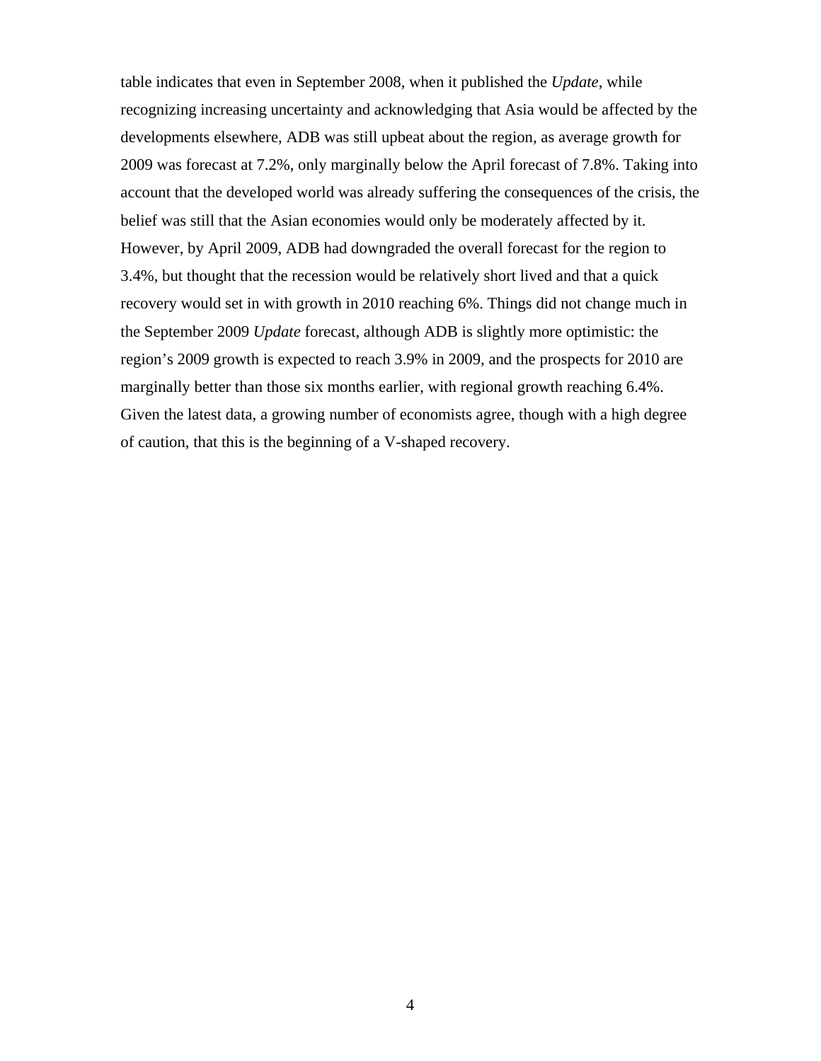table indicates that even in September 2008, when it published the *Update*, while recognizing increasing uncertainty and acknowledging that Asia would be affected by the developments elsewhere, ADB was still upbeat about the region, as average growth for 2009 was forecast at 7.2%, only marginally below the April forecast of 7.8%. Taking into account that the developed world was already suffering the consequences of the crisis, the belief was still that the Asian economies would only be moderately affected by it. However, by April 2009, ADB had downgraded the overall forecast for the region to 3.4%, but thought that the recession would be relatively short lived and that a quick recovery would set in with growth in 2010 reaching 6%. Things did not change much in the September 2009 *Update* forecast, although ADB is slightly more optimistic: the region's 2009 growth is expected to reach 3.9% in 2009, and the prospects for 2010 are marginally better than those six months earlier, with regional growth reaching 6.4%. Given the latest data, a growing number of economists agree, though with a high degree of caution, that this is the beginning of a V-shaped recovery.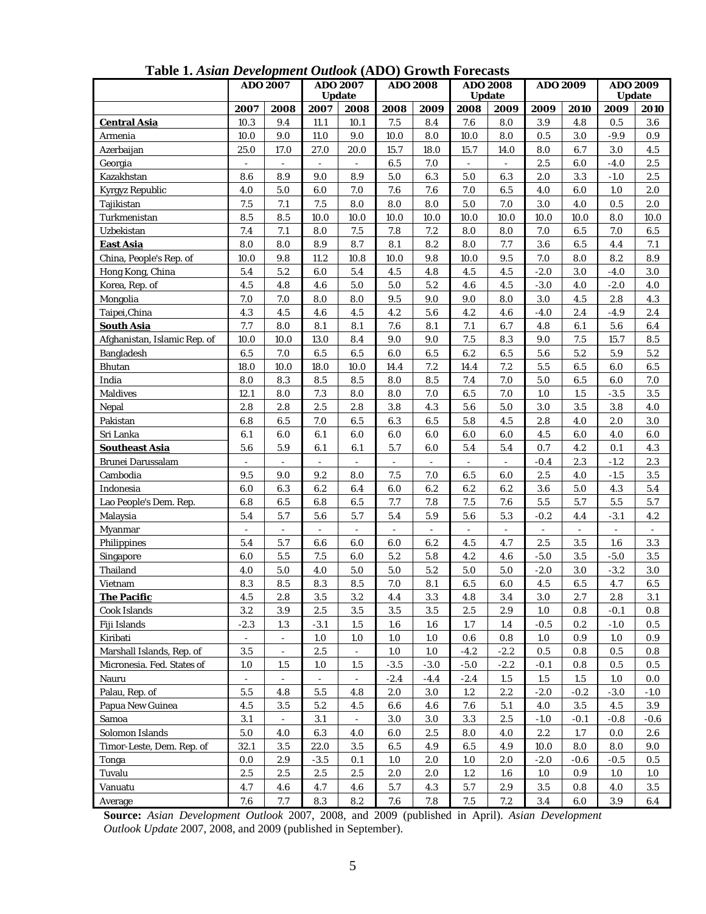**Table 1.** ***Asian Development Outlook*** **(ADO) Growth Forecasts**

| | ADO 2007 | | ADO 2007 Update | | ADO 2008 | | ADO 2008 Update | | ADO 2009 | | ADO 2009 Update | |
|---|---|---|---|---|---|---|---|---|---|---|---|---|
| | 2007 | 2008 | 2007 | 2008 | 2008 | 2009 | 2008 | 2009 | 2009 | 2010 | 2009 | 2010 |
| **Central Asia** | 10.3 | 9.4 | 11.1 | 10.1 | 7.5 | 8.4 | 7.6 | 8.0 | 3.9 | 4.8 | 0.5 | 3.6 |
| Armenia | 10.0 | 9.0 | 11.0 | 9.0 | 10.0 | 8.0 | 10.0 | 8.0 | 0.5 | 3.0 | -9.9 | 0.9 |
| Azerbaijan | 25.0 | 17.0 | 27.0 | 20.0 | 15.7 | 18.0 | 15.7 | 14.0 | 8.0 | 6.7 | 3.0 | 4.5 |
| Georgia | - | - | - | - | 6.5 | 7.0 | - | - | 2.5 | 6.0 | -4.0 | 2.5 |
| Kazakhstan | 8.6 | 8.9 | 9.0 | 8.9 | 5.0 | 6.3 | 5.0 | 6.3 | 2.0 | 3.3 | -1.0 | 2.5 |
| Kyrgyz Republic | 4.0 | 5.0 | 6.0 | 7.0 | 7.6 | 7.6 | 7.0 | 6.5 | 4.0 | 6.0 | 1.0 | 2.0 |
| Tajikistan | 7.5 | 7.1 | 7.5 | 8.0 | 8.0 | 8.0 | 5.0 | 7.0 | 3.0 | 4.0 | 0.5 | 2.0 |
| Turkmenistan | 8.5 | 8.5 | 10.0 | 10.0 | 10.0 | 10.0 | 10.0 | 10.0 | 10.0 | 10.0 | 8.0 | 10.0 |
| Uzbekistan | 7.4 | 7.1 | 8.0 | 7.5 | 7.8 | 7.2 | 8.0 | 8.0 | 7.0 | 6.5 | 7.0 | 6.5 |
| **East Asia** | 8.0 | 8.0 | 8.9 | 8.7 | 8.1 | 8.2 | 8.0 | 7.7 | 3.6 | 6.5 | 4.4 | 7.1 |
| China, People's Rep. of | 10.0 | 9.8 | 11.2 | 10.8 | 10.0 | 9.8 | 10.0 | 9.5 | 7.0 | 8.0 | 8.2 | 8.9 |
| Hong Kong, China | 5.4 | 5.2 | 6.0 | 5.4 | 4.5 | 4.8 | 4.5 | 4.5 | -2.0 | 3.0 | -4.0 | 3.0 |
| Korea, Rep. of | 4.5 | 4.8 | 4.6 | 5.0 | 5.0 | 5.2 | 4.6 | 4.5 | -3.0 | 4.0 | -2.0 | 4.0 |
| Mongolia | 7.0 | 7.0 | 8.0 | 8.0 | 9.5 | 9.0 | 9.0 | 8.0 | 3.0 | 4.5 | 2.8 | 4.3 |
| Taipei,China | 4.3 | 4.5 | 4.6 | 4.5 | 4.2 | 5.6 | 4.2 | 4.6 | -4.0 | 2.4 | -4.9 | 2.4 |
| **South Asia** | 7.7 | 8.0 | 8.1 | 8.1 | 7.6 | 8.1 | 7.1 | 6.7 | 4.8 | 6.1 | 5.6 | 6.4 |
| Afghanistan, Islamic Rep. of | 10.0 | 10.0 | 13.0 | 8.4 | 9.0 | 9.0 | 7.5 | 8.3 | 9.0 | 7.5 | 15.7 | 8.5 |
| Bangladesh | 6.5 | 7.0 | 6.5 | 6.5 | 6.0 | 6.5 | 6.2 | 6.5 | 5.6 | 5.2 | 5.9 | 5.2 |
| Bhutan | 18.0 | 10.0 | 18.0 | 10.0 | 14.4 | 7.2 | 14.4 | 7.2 | 5.5 | 6.5 | 6.0 | 6.5 |
| India | 8.0 | 8.3 | 8.5 | 8.5 | 8.0 | 8.5 | 7.4 | 7.0 | 5.0 | 6.5 | 6.0 | 7.0 |
| Maldives | 12.1 | 8.0 | 7.3 | 8.0 | 8.0 | 7.0 | 6.5 | 7.0 | 1.0 | 1.5 | -3.5 | 3.5 |
| Nepal | 2.8 | 2.8 | 2.5 | 2.8 | 3.8 | 4.3 | 5.6 | 5.0 | 3.0 | 3.5 | 3.8 | 4.0 |
| Pakistan | 6.8 | 6.5 | 7.0 | 6.5 | 6.3 | 6.5 | 5.8 | 4.5 | 2.8 | 4.0 | 2.0 | 3.0 |
| Sri Lanka | 6.1 | 6.0 | 6.1 | 6.0 | 6.0 | 6.0 | 6.0 | 6.0 | 4.5 | 6.0 | 4.0 | 6.0 |
| **Southeast Asia** | 5.6 | 5.9 | 6.1 | 6.1 | 5.7 | 6.0 | 5.4 | 5.4 | 0.7 | 4.2 | 0.1 | 4.3 |
| Brunei Darussalam | - | - | - | - | - | - | - | - | -0.4 | 2.3 | -1.2 | 2.3 |
| Cambodia | 9.5 | 9.0 | 9.2 | 8.0 | 7.5 | 7.0 | 6.5 | 6.0 | 2.5 | 4.0 | -1.5 | 3.5 |
| Indonesia | 6.0 | 6.3 | 6.2 | 6.4 | 6.0 | 6.2 | 6.2 | 6.2 | 3.6 | 5.0 | 4.3 | 5.4 |
| Lao People's Dem. Rep. | 6.8 | 6.5 | 6.8 | 6.5 | 7.7 | 7.8 | 7.5 | 7.6 | 5.5 | 5.7 | 5.5 | 5.7 |
| Malaysia | 5.4 | 5.7 | 5.6 | 5.7 | 5.4 | 5.9 | 5.6 | 5.3 | -0.2 | 4.4 | -3.1 | 4.2 |
| Myanmar | - | - | - | - | - | - | - | - | - | - | - | - |
| Philippines | 5.4 | 5.7 | 6.6 | 6.0 | 6.0 | 6.2 | 4.5 | 4.7 | 2.5 | 3.5 | 1.6 | 3.3 |
| Singapore | 6.0 | 5.5 | 7.5 | 6.0 | 5.2 | 5.8 | 4.2 | 4.6 | -5.0 | 3.5 | -5.0 | 3.5 |
| Thailand | 4.0 | 5.0 | 4.0 | 5.0 | 5.0 | 5.2 | 5.0 | 5.0 | -2.0 | 3.0 | -3.2 | 3.0 |
| Vietnam | 8.3 | 8.5 | 8.3 | 8.5 | 7.0 | 8.1 | 6.5 | 6.0 | 4.5 | 6.5 | 4.7 | 6.5 |
| **The Pacific** | 4.5 | 2.8 | 3.5 | 3.2 | 4.4 | 3.3 | 4.8 | 3.4 | 3.0 | 2.7 | 2.8 | 3.1 |
| Cook Islands | 3.2 | 3.9 | 2.5 | 3.5 | 3.5 | 3.5 | 2.5 | 2.9 | 1.0 | 0.8 | -0.1 | 0.8 |
| Fiji Islands | -2.3 | 1.3 | -3.1 | 1.5 | 1.6 | 1.6 | 1.7 | 1.4 | -0.5 | 0.2 | -1.0 | 0.5 |
| Kiribati | - | - | 1.0 | 1.0 | 1.0 | 1.0 | 0.6 | 0.8 | 1.0 | 0.9 | 1.0 | 0.9 |
| Marshall Islands, Rep. of | 3.5 | - | 2.5 | - | 1.0 | 1.0 | -4.2 | -2.2 | 0.5 | 0.8 | 0.5 | 0.8 |
| Micronesia. Fed. States of | 1.0 | 1.5 | 1.0 | 1.5 | -3.5 | -3.0 | -5.0 | -2.2 | -0.1 | 0.8 | 0.5 | 0.5 |
| Nauru | - | - | - | - | -2.4 | -4.4 | -2.4 | 1.5 | 1.5 | 1.5 | 1.0 | 0.0 |
| Palau, Rep. of | 5.5 | 4.8 | 5.5 | 4.8 | 2.0 | 3.0 | 1.2 | 2.2 | -2.0 | -0.2 | -3.0 | -1.0 |
| Papua New Guinea | 4.5 | 3.5 | 5.2 | 4.5 | 6.6 | 4.6 | 7.6 | 5.1 | 4.0 | 3.5 | 4.5 | 3.9 |
| Samoa | 3.1 | - | 3.1 | - | 3.0 | 3.0 | 3.3 | 2.5 | -1.0 | -0.1 | -0.8 | -0.6 |
| Solomon Islands | 5.0 | 4.0 | 6.3 | 4.0 | 6.0 | 2.5 | 8.0 | 4.0 | 2.2 | 1.7 | 0.0 | 2.6 |
| Timor-Leste, Dem. Rep. of | 32.1 | 3.5 | 22.0 | 3.5 | 6.5 | 4.9 | 6.5 | 4.9 | 10.0 | 8.0 | 8.0 | 9.0 |
| Tonga | 0.0 | 2.9 | -3.5 | 0.1 | 1.0 | 2.0 | 1.0 | 2.0 | -2.0 | -0.6 | -0.5 | 0.5 |
| Tuvalu | 2.5 | 2.5 | 2.5 | 2.5 | 2.0 | 2.0 | 1.2 | 1.6 | 1.0 | 0.9 | 1.0 | 1.0 |
| Vanuatu | 4.7 | 4.6 | 4.7 | 4.6 | 5.7 | 4.3 | 5.7 | 2.9 | 3.5 | 0.8 | 4.0 | 3.5 |
| Average | 7.6 | 7.7 | 8.3 | 8.2 | 7.6 | 7.8 | 7.5 | 7.2 | 3.4 | 6.0 | 3.9 | 6.4 |

**Source:** *Asian Development Outlook* 2007, 2008, and 2009 (published in April). *Asian Development Outlook Update* 2007, 2008, and 2009 (published in September).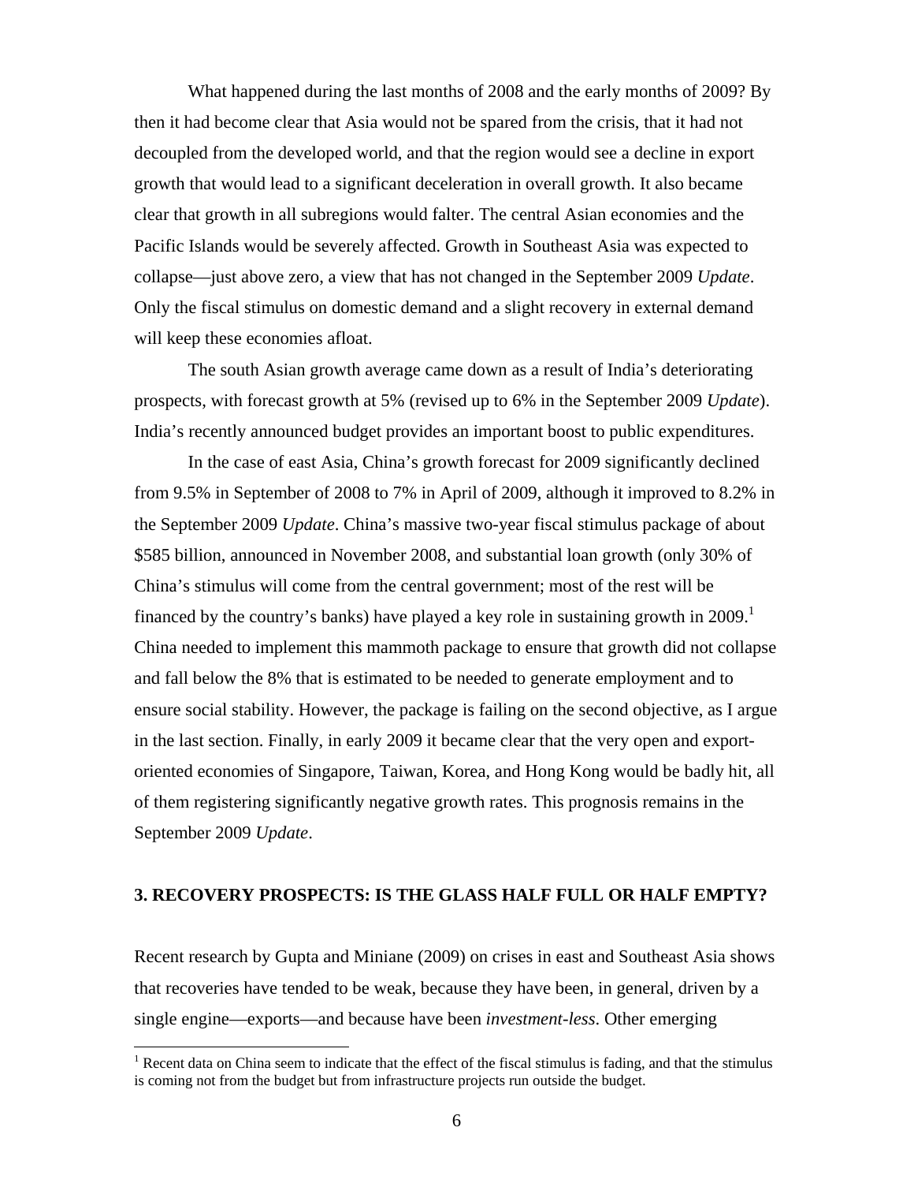What happened during the last months of 2008 and the early months of 2009? By then it had become clear that Asia would not be spared from the crisis, that it had not decoupled from the developed world, and that the region would see a decline in export growth that would lead to a significant deceleration in overall growth. It also became clear that growth in all subregions would falter. The central Asian economies and the Pacific Islands would be severely affected. Growth in Southeast Asia was expected to collapse—just above zero, a view that has not changed in the September 2009 *Update*. Only the fiscal stimulus on domestic demand and a slight recovery in external demand will keep these economies afloat.

The south Asian growth average came down as a result of India's deteriorating prospects, with forecast growth at 5% (revised up to 6% in the September 2009 *Update*). India's recently announced budget provides an important boost to public expenditures.

In the case of east Asia, China's growth forecast for 2009 significantly declined from 9.5% in September of 2008 to 7% in April of 2009, although it improved to 8.2% in the September 2009 *Update*. China's massive two-year fiscal stimulus package of about $585 billion, announced in November 2008, and substantial loan growth (only 30% of China's stimulus will come from the central government; most of the rest will be financed by the country's banks) have played a key role in sustaining growth in 2009.[1] China needed to implement this mammoth package to ensure that growth did not collapse and fall below the 8% that is estimated to be needed to generate employment and to ensure social stability. However, the package is failing on the second objective, as I argue in the last section. Finally, in early 2009 it became clear that the very open and export-oriented economies of Singapore, Taiwan, Korea, and Hong Kong would be badly hit, all of them registering significantly negative growth rates. This prognosis remains in the September 2009 *Update*.

## 3. RECOVERY PROSPECTS: IS THE GLASS HALF FULL OR HALF EMPTY?

Recent research by Gupta and Miniane (2009) on crises in east and Southeast Asia shows that recoveries have tended to be weak, because they have been, in general, driven by a single engine—exports—and because have been *investment-less*. Other emerging

[1] Recent data on China seem to indicate that the effect of the fiscal stimulus is fading, and that the stimulus is coming not from the budget but from infrastructure projects run outside the budget.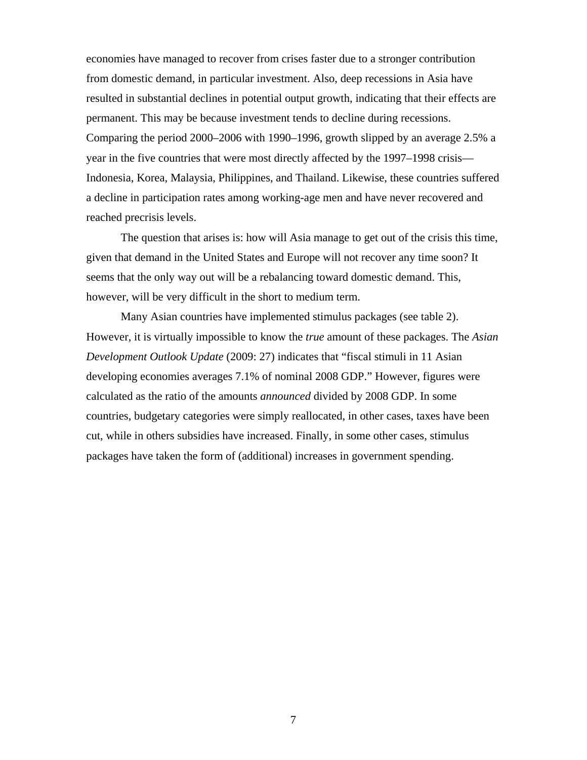economies have managed to recover from crises faster due to a stronger contribution from domestic demand, in particular investment. Also, deep recessions in Asia have resulted in substantial declines in potential output growth, indicating that their effects are permanent. This may be because investment tends to decline during recessions. Comparing the period 2000–2006 with 1990–1996, growth slipped by an average 2.5% a year in the five countries that were most directly affected by the 1997–1998 crisis—Indonesia, Korea, Malaysia, Philippines, and Thailand. Likewise, these countries suffered a decline in participation rates among working-age men and have never recovered and reached precrisis levels.

The question that arises is: how will Asia manage to get out of the crisis this time, given that demand in the United States and Europe will not recover any time soon? It seems that the only way out will be a rebalancing toward domestic demand. This, however, will be very difficult in the short to medium term.

Many Asian countries have implemented stimulus packages (see table 2). However, it is virtually impossible to know the *true* amount of these packages. The *Asian Development Outlook Update* (2009: 27) indicates that "fiscal stimuli in 11 Asian developing economies averages 7.1% of nominal 2008 GDP." However, figures were calculated as the ratio of the amounts *announced* divided by 2008 GDP. In some countries, budgetary categories were simply reallocated, in other cases, taxes have been cut, while in others subsidies have increased. Finally, in some other cases, stimulus packages have taken the form of (additional) increases in government spending.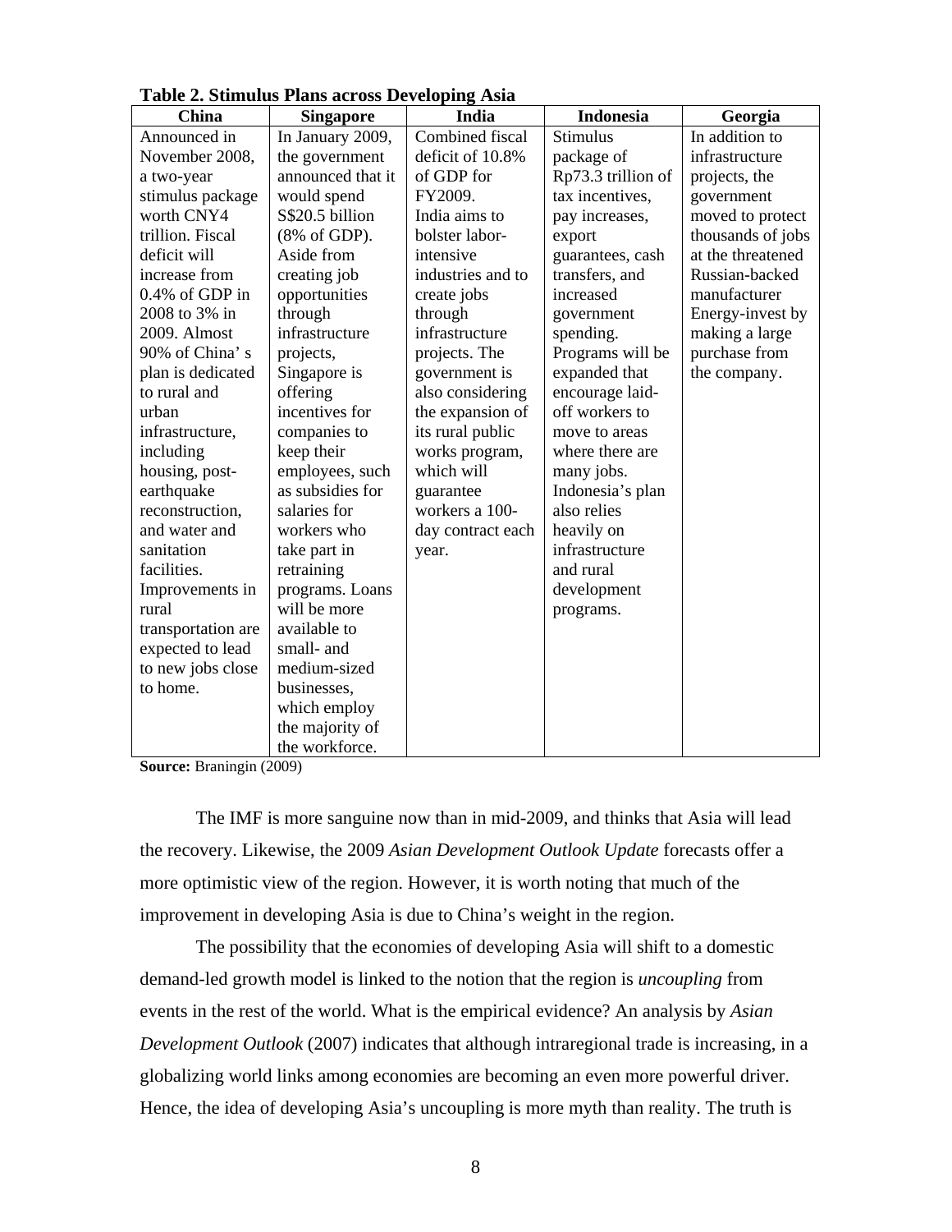**Table 2. Stimulus Plans across Developing Asia**

| China | Singapore | India | Indonesia | Georgia |
|---|---|---|---|---|
| Announced in November 2008, a two-year stimulus package worth CNY4 trillion. Fiscal deficit will increase from 0.4% of GDP in 2008 to 3% in 2009. Almost 90% of China' s plan is dedicated to rural and urban infrastructure, including housing, post-earthquake reconstruction, and water and sanitation facilities. Improvements in rural transportation are expected to lead to new jobs close to home. | In January 2009, the government announced that it would spend S$20.5 billion (8% of GDP). Aside from creating job opportunities through infrastructure projects, Singapore is offering incentives for companies to keep their employees, such as subsidies for salaries for workers who take part in retraining programs. Loans will be more available to small- and medium-sized businesses, which employ the majority of the workforce. | Combined fiscal deficit of 10.8% of GDP for FY2009. India aims to bolster labor-intensive industries and to create jobs through infrastructure projects. The government is also considering the expansion of its rural public works program, which will guarantee workers a 100-day contract each year. | Stimulus package of Rp73.3 trillion of tax incentives, pay increases, export guarantees, cash transfers, and increased government spending. Programs will be expanded that encourage laid-off workers to move to areas where there are many jobs. Indonesia's plan also relies heavily on infrastructure and rural development programs. | In addition to infrastructure projects, the government moved to protect thousands of jobs at the threatened Russian-backed manufacturer Energy-invest by making a large purchase from the company. |

**Source:** Braningin (2009)

The IMF is more sanguine now than in mid-2009, and thinks that Asia will lead the recovery. Likewise, the 2009 *Asian Development Outlook Update* forecasts offer a more optimistic view of the region. However, it is worth noting that much of the improvement in developing Asia is due to China's weight in the region.

The possibility that the economies of developing Asia will shift to a domestic demand-led growth model is linked to the notion that the region is *uncoupling* from events in the rest of the world. What is the empirical evidence? An analysis by *Asian Development Outlook* (2007) indicates that although intraregional trade is increasing, in a globalizing world links among economies are becoming an even more powerful driver. Hence, the idea of developing Asia's uncoupling is more myth than reality. The truth is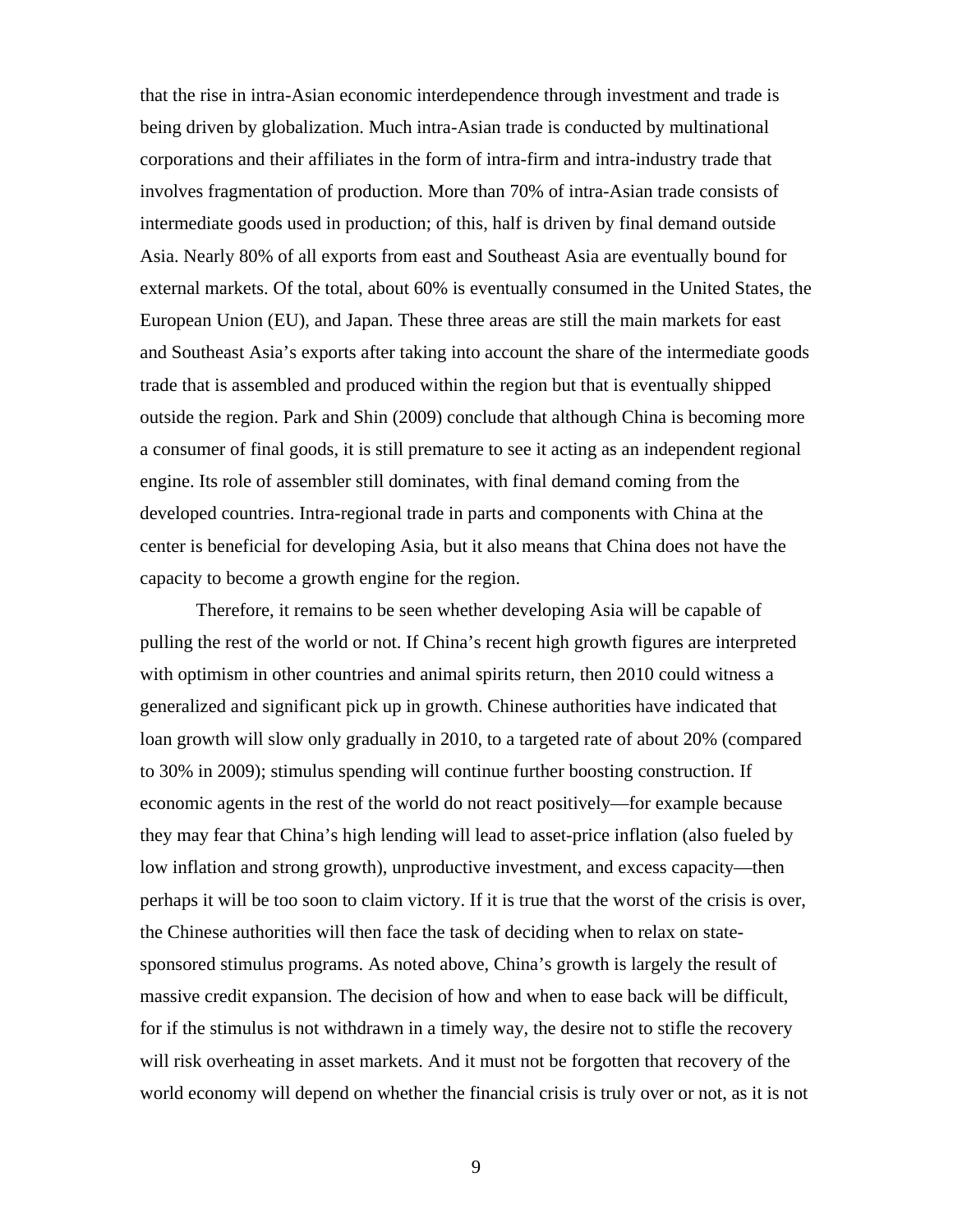that the rise in intra-Asian economic interdependence through investment and trade is being driven by globalization. Much intra-Asian trade is conducted by multinational corporations and their affiliates in the form of intra-firm and intra-industry trade that involves fragmentation of production. More than 70% of intra-Asian trade consists of intermediate goods used in production; of this, half is driven by final demand outside Asia. Nearly 80% of all exports from east and Southeast Asia are eventually bound for external markets. Of the total, about 60% is eventually consumed in the United States, the European Union (EU), and Japan. These three areas are still the main markets for east and Southeast Asia's exports after taking into account the share of the intermediate goods trade that is assembled and produced within the region but that is eventually shipped outside the region. Park and Shin (2009) conclude that although China is becoming more a consumer of final goods, it is still premature to see it acting as an independent regional engine. Its role of assembler still dominates, with final demand coming from the developed countries. Intra-regional trade in parts and components with China at the center is beneficial for developing Asia, but it also means that China does not have the capacity to become a growth engine for the region.

Therefore, it remains to be seen whether developing Asia will be capable of pulling the rest of the world or not. If China's recent high growth figures are interpreted with optimism in other countries and animal spirits return, then 2010 could witness a generalized and significant pick up in growth. Chinese authorities have indicated that loan growth will slow only gradually in 2010, to a targeted rate of about 20% (compared to 30% in 2009); stimulus spending will continue further boosting construction. If economic agents in the rest of the world do not react positively—for example because they may fear that China's high lending will lead to asset-price inflation (also fueled by low inflation and strong growth), unproductive investment, and excess capacity—then perhaps it will be too soon to claim victory. If it is true that the worst of the crisis is over, the Chinese authorities will then face the task of deciding when to relax on state-sponsored stimulus programs. As noted above, China's growth is largely the result of massive credit expansion. The decision of how and when to ease back will be difficult, for if the stimulus is not withdrawn in a timely way, the desire not to stifle the recovery will risk overheating in asset markets. And it must not be forgotten that recovery of the world economy will depend on whether the financial crisis is truly over or not, as it is not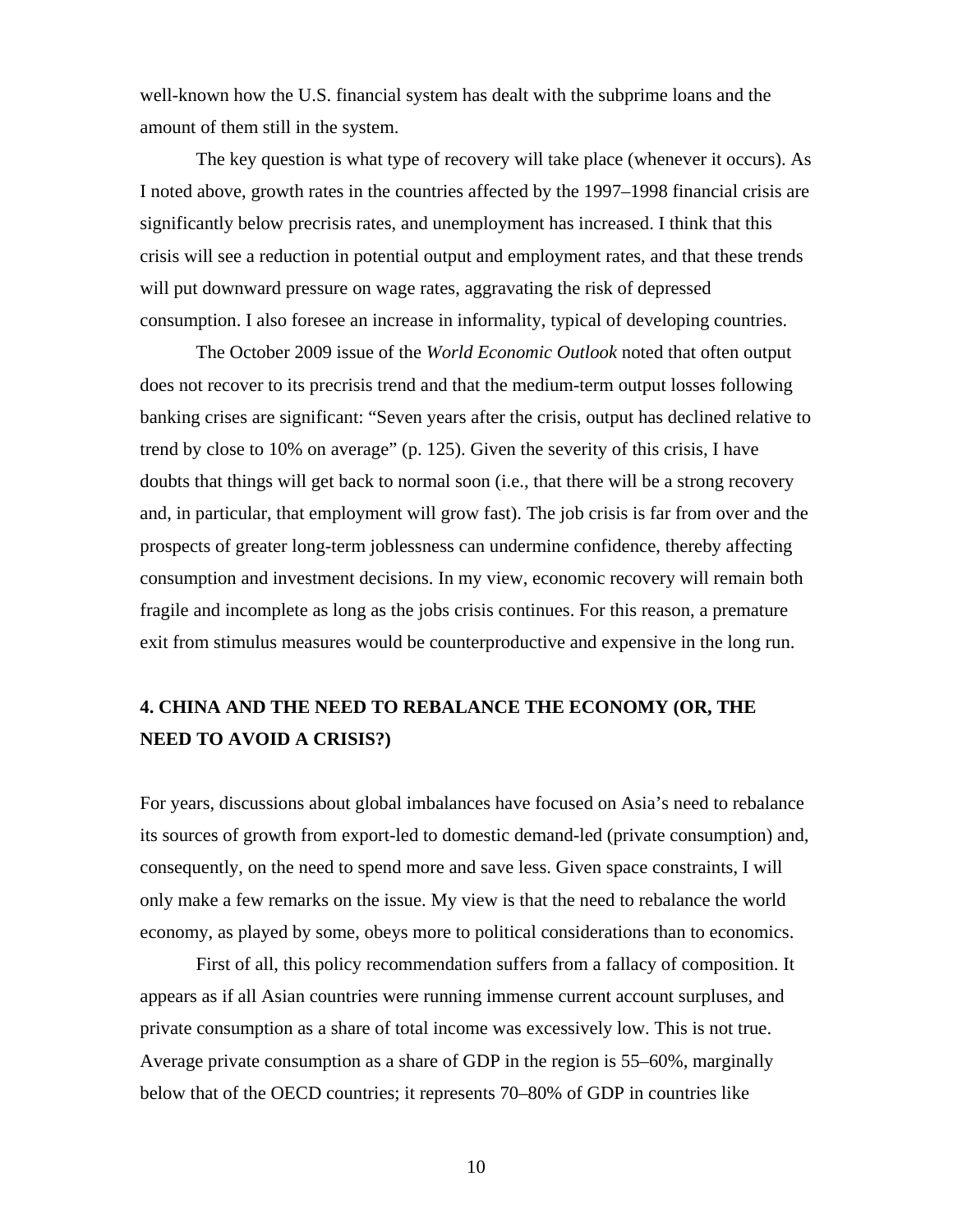well-known how the U.S. financial system has dealt with the subprime loans and the amount of them still in the system.

The key question is what type of recovery will take place (whenever it occurs). As I noted above, growth rates in the countries affected by the 1997–1998 financial crisis are significantly below precrisis rates, and unemployment has increased. I think that this crisis will see a reduction in potential output and employment rates, and that these trends will put downward pressure on wage rates, aggravating the risk of depressed consumption. I also foresee an increase in informality, typical of developing countries.

The October 2009 issue of the *World Economic Outlook* noted that often output does not recover to its precrisis trend and that the medium-term output losses following banking crises are significant: "Seven years after the crisis, output has declined relative to trend by close to 10% on average" (p. 125). Given the severity of this crisis, I have doubts that things will get back to normal soon (i.e., that there will be a strong recovery and, in particular, that employment will grow fast). The job crisis is far from over and the prospects of greater long-term joblessness can undermine confidence, thereby affecting consumption and investment decisions. In my view, economic recovery will remain both fragile and incomplete as long as the jobs crisis continues. For this reason, a premature exit from stimulus measures would be counterproductive and expensive in the long run.

## 4. CHINA AND THE NEED TO REBALANCE THE ECONOMY (OR, THE NEED TO AVOID A CRISIS?)

For years, discussions about global imbalances have focused on Asia's need to rebalance its sources of growth from export-led to domestic demand-led (private consumption) and, consequently, on the need to spend more and save less. Given space constraints, I will only make a few remarks on the issue. My view is that the need to rebalance the world economy, as played by some, obeys more to political considerations than to economics.

First of all, this policy recommendation suffers from a fallacy of composition. It appears as if all Asian countries were running immense current account surpluses, and private consumption as a share of total income was excessively low. This is not true. Average private consumption as a share of GDP in the region is 55–60%, marginally below that of the OECD countries; it represents 70–80% of GDP in countries like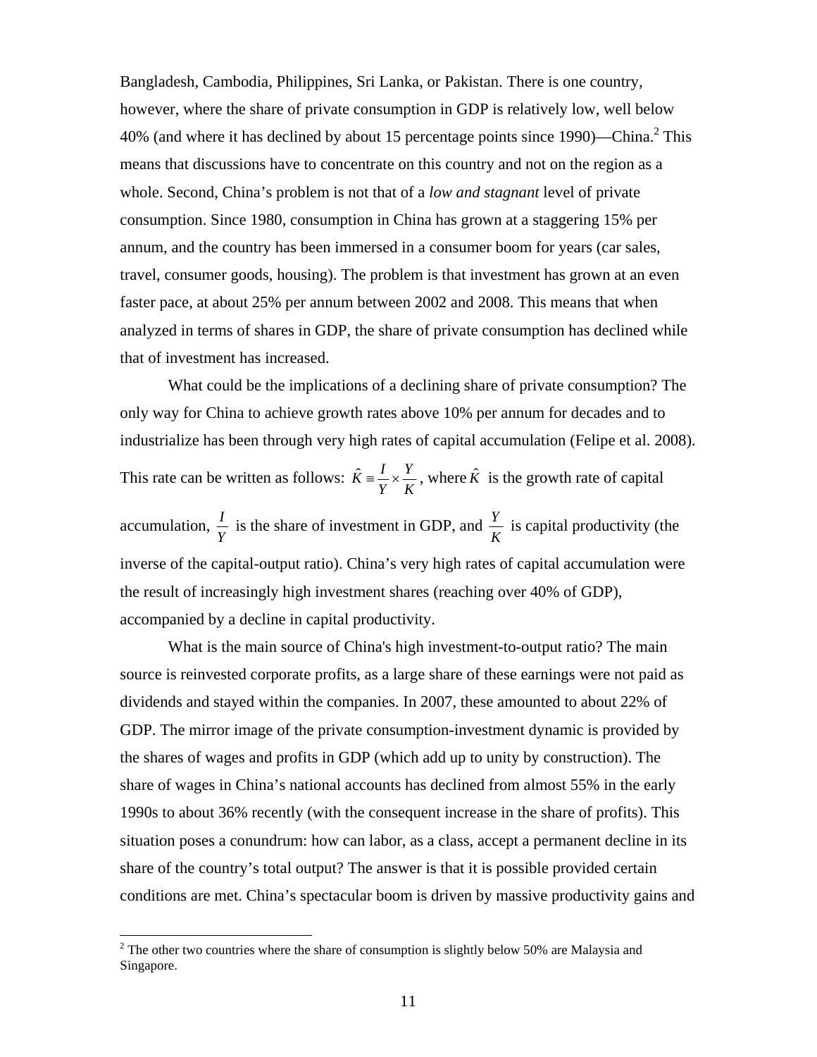Bangladesh, Cambodia, Philippines, Sri Lanka, or Pakistan. There is one country, however, where the share of private consumption in GDP is relatively low, well below 40% (and where it has declined by about 15 percentage points since 1990)—China.[2] This means that discussions have to concentrate on this country and not on the region as a whole. Second, China's problem is not that of a *low and stagnant* level of private consumption. Since 1980, consumption in China has grown at a staggering 15% per annum, and the country has been immersed in a consumer boom for years (car sales, travel, consumer goods, housing). The problem is that investment has grown at an even faster pace, at about 25% per annum between 2002 and 2008. This means that when analyzed in terms of shares in GDP, the share of private consumption has declined while that of investment has increased.

What could be the implications of a declining share of private consumption? The only way for China to achieve growth rates above 10% per annum for decades and to industrialize has been through very high rates of capital accumulation (Felipe et al. 2008). This rate can be written as follows: $\hat{K} \equiv \frac{I}{Y} \times \frac{Y}{K}$, where $\hat{K}$ is the growth rate of capital accumulation, $\frac{I}{Y}$ is the share of investment in GDP, and $\frac{Y}{K}$ is capital productivity (the inverse of the capital-output ratio). China's very high rates of capital accumulation were the result of increasingly high investment shares (reaching over 40% of GDP), accompanied by a decline in capital productivity.

What is the main source of China's high investment-to-output ratio? The main source is reinvested corporate profits, as a large share of these earnings were not paid as dividends and stayed within the companies. In 2007, these amounted to about 22% of GDP. The mirror image of the private consumption-investment dynamic is provided by the shares of wages and profits in GDP (which add up to unity by construction). The share of wages in China's national accounts has declined from almost 55% in the early 1990s to about 36% recently (with the consequent increase in the share of profits). This situation poses a conundrum: how can labor, as a class, accept a permanent decline in its share of the country's total output? The answer is that it is possible provided certain conditions are met. China's spectacular boom is driven by massive productivity gains and

[2] The other two countries where the share of consumption is slightly below 50% are Malaysia and Singapore.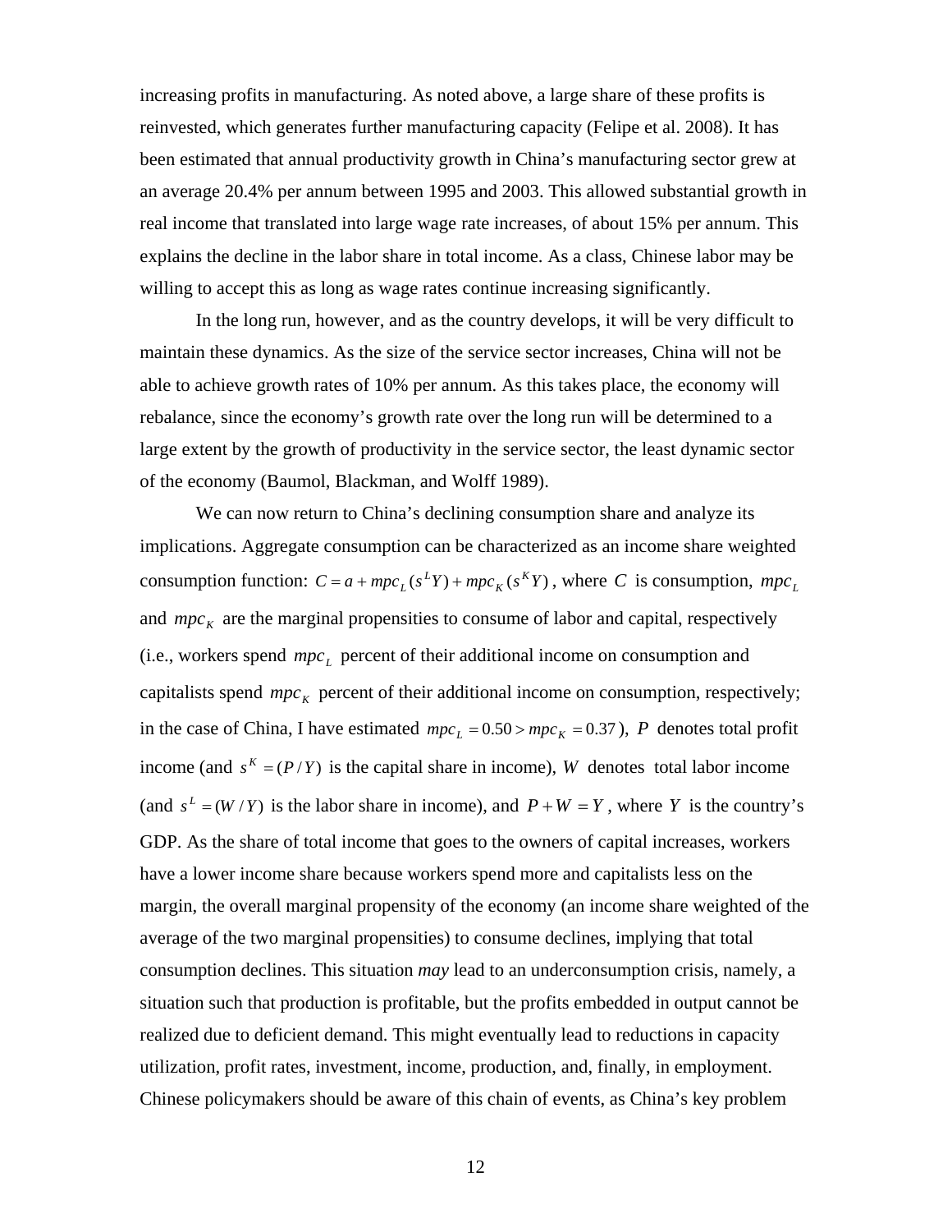increasing profits in manufacturing. As noted above, a large share of these profits is reinvested, which generates further manufacturing capacity (Felipe et al. 2008). It has been estimated that annual productivity growth in China's manufacturing sector grew at an average 20.4% per annum between 1995 and 2003. This allowed substantial growth in real income that translated into large wage rate increases, of about 15% per annum. This explains the decline in the labor share in total income. As a class, Chinese labor may be willing to accept this as long as wage rates continue increasing significantly.

In the long run, however, and as the country develops, it will be very difficult to maintain these dynamics. As the size of the service sector increases, China will not be able to achieve growth rates of 10% per annum. As this takes place, the economy will rebalance, since the economy's growth rate over the long run will be determined to a large extent by the growth of productivity in the service sector, the least dynamic sector of the economy (Baumol, Blackman, and Wolff 1989).

We can now return to China's declining consumption share and analyze its implications. Aggregate consumption can be characterized as an income share weighted consumption function: $C = a + mpc_L(s^L Y) + mpc_K(s^K Y)$, where $C$ is consumption, $mpc_L$ and $mpc_K$ are the marginal propensities to consume of labor and capital, respectively (i.e., workers spend $mpc_L$ percent of their additional income on consumption and capitalists spend $mpc_K$ percent of their additional income on consumption, respectively; in the case of China, I have estimated $mpc_L = 0.50 > mpc_K = 0.37$), $P$ denotes total profit income (and $s^K = (P/Y)$ is the capital share in income), $W$ denotes total labor income (and $s^L = (W/Y)$ is the labor share in income), and $P + W = Y$, where $Y$ is the country's GDP. As the share of total income that goes to the owners of capital increases, workers have a lower income share because workers spend more and capitalists less on the margin, the overall marginal propensity of the economy (an income share weighted of the average of the two marginal propensities) to consume declines, implying that total consumption declines. This situation *may* lead to an underconsumption crisis, namely, a situation such that production is profitable, but the profits embedded in output cannot be realized due to deficient demand. This might eventually lead to reductions in capacity utilization, profit rates, investment, income, production, and, finally, in employment. Chinese policymakers should be aware of this chain of events, as China's key problem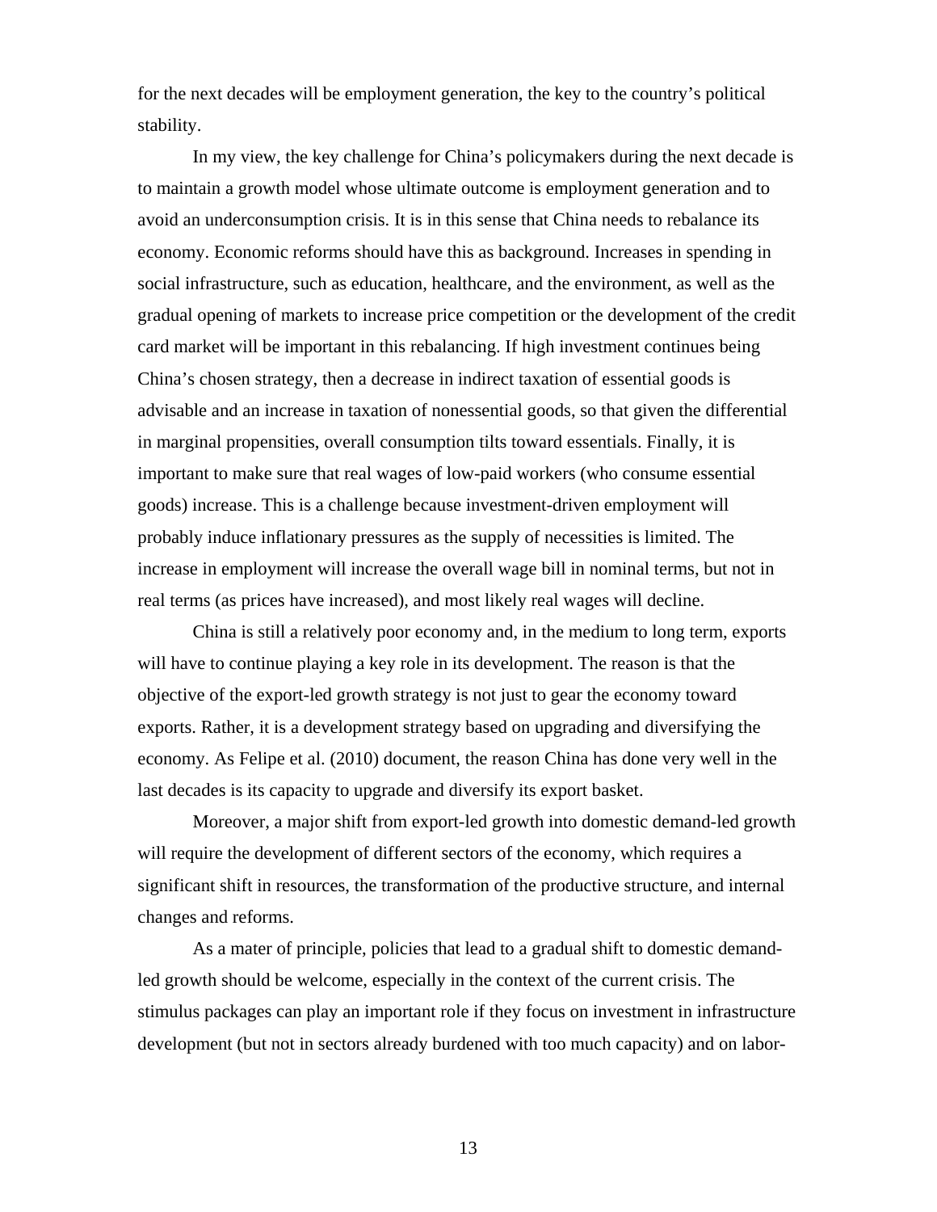for the next decades will be employment generation, the key to the country's political stability.

In my view, the key challenge for China's policymakers during the next decade is to maintain a growth model whose ultimate outcome is employment generation and to avoid an underconsumption crisis. It is in this sense that China needs to rebalance its economy. Economic reforms should have this as background. Increases in spending in social infrastructure, such as education, healthcare, and the environment, as well as the gradual opening of markets to increase price competition or the development of the credit card market will be important in this rebalancing. If high investment continues being China's chosen strategy, then a decrease in indirect taxation of essential goods is advisable and an increase in taxation of nonessential goods, so that given the differential in marginal propensities, overall consumption tilts toward essentials. Finally, it is important to make sure that real wages of low-paid workers (who consume essential goods) increase. This is a challenge because investment-driven employment will probably induce inflationary pressures as the supply of necessities is limited. The increase in employment will increase the overall wage bill in nominal terms, but not in real terms (as prices have increased), and most likely real wages will decline.

China is still a relatively poor economy and, in the medium to long term, exports will have to continue playing a key role in its development. The reason is that the objective of the export-led growth strategy is not just to gear the economy toward exports. Rather, it is a development strategy based on upgrading and diversifying the economy. As Felipe et al. (2010) document, the reason China has done very well in the last decades is its capacity to upgrade and diversify its export basket.

Moreover, a major shift from export-led growth into domestic demand-led growth will require the development of different sectors of the economy, which requires a significant shift in resources, the transformation of the productive structure, and internal changes and reforms.

As a mater of principle, policies that lead to a gradual shift to domestic demand-led growth should be welcome, especially in the context of the current crisis. The stimulus packages can play an important role if they focus on investment in infrastructure development (but not in sectors already burdened with too much capacity) and on labor-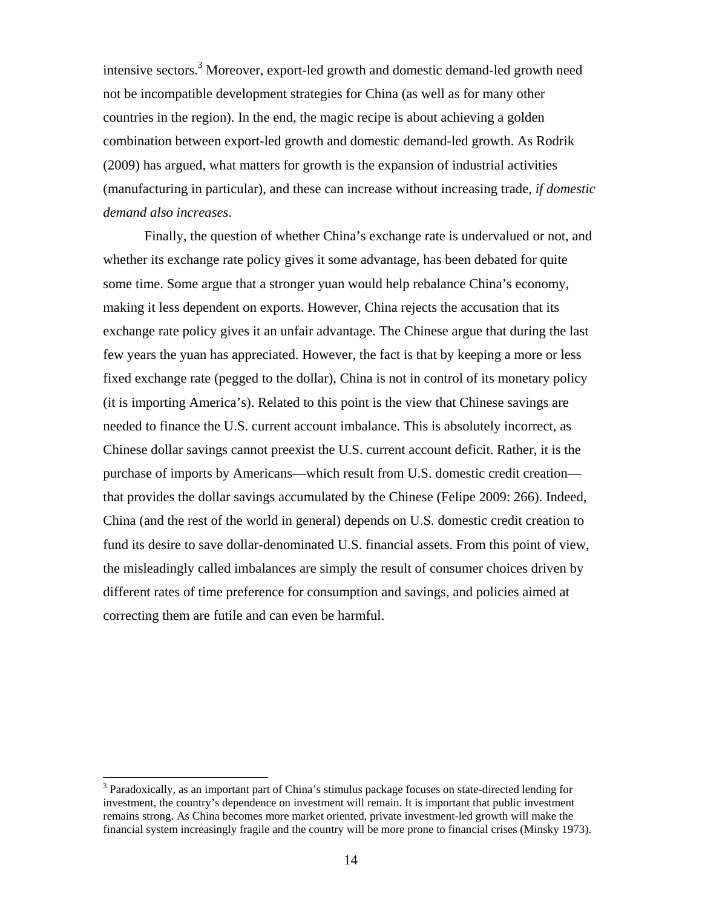intensive sectors.[3] Moreover, export-led growth and domestic demand-led growth need not be incompatible development strategies for China (as well as for many other countries in the region). In the end, the magic recipe is about achieving a golden combination between export-led growth and domestic demand-led growth. As Rodrik (2009) has argued, what matters for growth is the expansion of industrial activities (manufacturing in particular), and these can increase without increasing trade, *if domestic demand also increases*.

Finally, the question of whether China's exchange rate is undervalued or not, and whether its exchange rate policy gives it some advantage, has been debated for quite some time. Some argue that a stronger yuan would help rebalance China's economy, making it less dependent on exports. However, China rejects the accusation that its exchange rate policy gives it an unfair advantage. The Chinese argue that during the last few years the yuan has appreciated. However, the fact is that by keeping a more or less fixed exchange rate (pegged to the dollar), China is not in control of its monetary policy (it is importing America's). Related to this point is the view that Chinese savings are needed to finance the U.S. current account imbalance. This is absolutely incorrect, as Chinese dollar savings cannot preexist the U.S. current account deficit. Rather, it is the purchase of imports by Americans—which result from U.S. domestic credit creation—that provides the dollar savings accumulated by the Chinese (Felipe 2009: 266). Indeed, China (and the rest of the world in general) depends on U.S. domestic credit creation to fund its desire to save dollar-denominated U.S. financial assets. From this point of view, the misleadingly called imbalances are simply the result of consumer choices driven by different rates of time preference for consumption and savings, and policies aimed at correcting them are futile and can even be harmful.

---

[3] Paradoxically, as an important part of China's stimulus package focuses on state-directed lending for investment, the country's dependence on investment will remain. It is important that public investment remains strong. As China becomes more market oriented, private investment-led growth will make the financial system increasingly fragile and the country will be more prone to financial crises (Minsky 1973).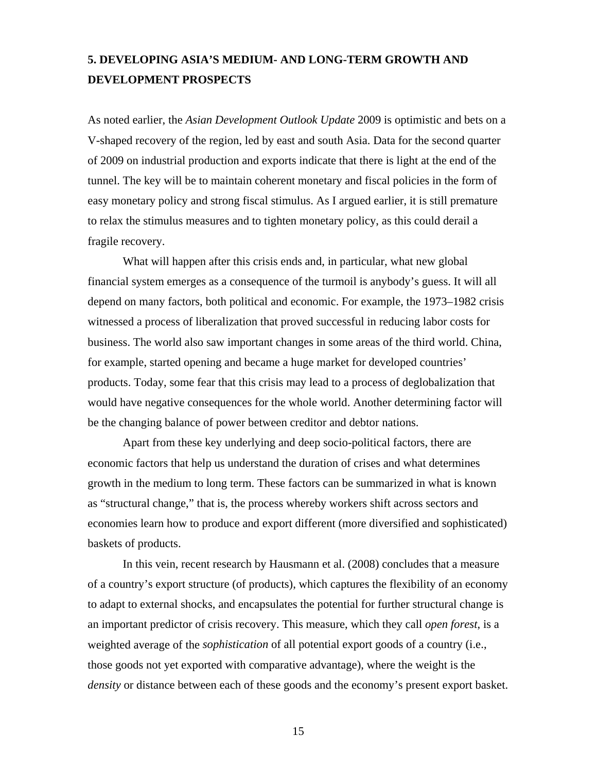## 5. DEVELOPING ASIA'S MEDIUM- AND LONG-TERM GROWTH AND DEVELOPMENT PROSPECTS

As noted earlier, the *Asian Development Outlook Update* 2009 is optimistic and bets on a V-shaped recovery of the region, led by east and south Asia. Data for the second quarter of 2009 on industrial production and exports indicate that there is light at the end of the tunnel. The key will be to maintain coherent monetary and fiscal policies in the form of easy monetary policy and strong fiscal stimulus. As I argued earlier, it is still premature to relax the stimulus measures and to tighten monetary policy, as this could derail a fragile recovery.

What will happen after this crisis ends and, in particular, what new global financial system emerges as a consequence of the turmoil is anybody's guess. It will all depend on many factors, both political and economic. For example, the 1973–1982 crisis witnessed a process of liberalization that proved successful in reducing labor costs for business. The world also saw important changes in some areas of the third world. China, for example, started opening and became a huge market for developed countries' products. Today, some fear that this crisis may lead to a process of deglobalization that would have negative consequences for the whole world. Another determining factor will be the changing balance of power between creditor and debtor nations.

Apart from these key underlying and deep socio-political factors, there are economic factors that help us understand the duration of crises and what determines growth in the medium to long term. These factors can be summarized in what is known as "structural change," that is, the process whereby workers shift across sectors and economies learn how to produce and export different (more diversified and sophisticated) baskets of products.

In this vein, recent research by Hausmann et al. (2008) concludes that a measure of a country's export structure (of products), which captures the flexibility of an economy to adapt to external shocks, and encapsulates the potential for further structural change is an important predictor of crisis recovery. This measure, which they call *open forest*, is a weighted average of the *sophistication* of all potential export goods of a country (i.e., those goods not yet exported with comparative advantage), where the weight is the *density* or distance between each of these goods and the economy's present export basket.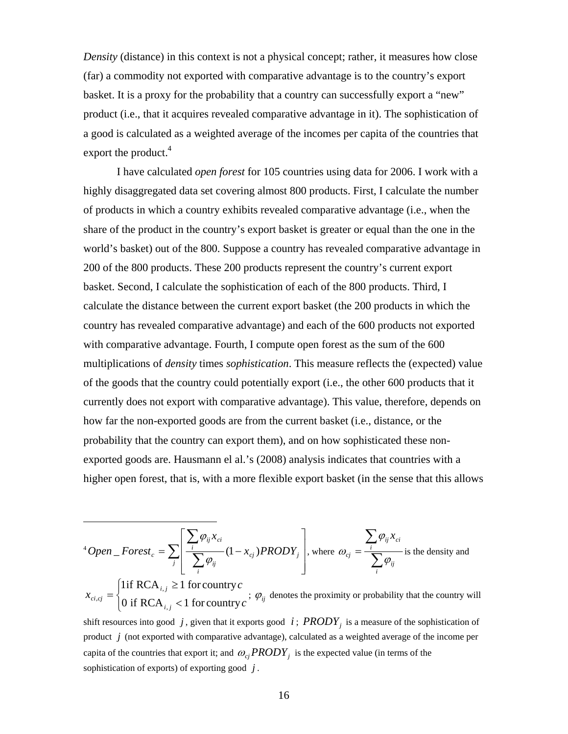*Density* (distance) in this context is not a physical concept; rather, it measures how close (far) a commodity not exported with comparative advantage is to the country's export basket. It is a proxy for the probability that a country can successfully export a "new" product (i.e., that it acquires revealed comparative advantage in it). The sophistication of a good is calculated as a weighted average of the incomes per capita of the countries that export the product.[4]

I have calculated *open forest* for 105 countries using data for 2006. I work with a highly disaggregated data set covering almost 800 products. First, I calculate the number of products in which a country exhibits revealed comparative advantage (i.e., when the share of the product in the country's export basket is greater or equal than the one in the world's basket) out of the 800. Suppose a country has revealed comparative advantage in 200 of the 800 products. These 200 products represent the country's current export basket. Second, I calculate the sophistication of each of the 800 products. Third, I calculate the distance between the current export basket (the 200 products in which the country has revealed comparative advantage) and each of the 600 products not exported with comparative advantage. Fourth, I compute open forest as the sum of the 600 multiplications of *density* times *sophistication*. This measure reflects the (expected) value of the goods that the country could potentially export (i.e., the other 600 products that it currently does not export with comparative advantage). This value, therefore, depends on how far the non-exported goods are from the current basket (i.e., distance, or the probability that the country can export them), and on how sophisticated these non-exported goods are. Hausmann el al.'s (2008) analysis indicates that countries with a higher open forest, that is, with a more flexible export basket (in the sense that this allows

---

[4] $Open\_Forest_c = \sum_j \left[ \frac{\sum_i \varphi_{ij} x_{ci}}{\sum_i \varphi_{ij}} (1 - x_{cj}) PRODY_j \right]$, where $\omega_{cj} = \frac{\sum_i \varphi_{ij} x_{ci}}{\sum_i \varphi_{ij}}$ is the density and $x_{ci,cj} = \begin{cases} 1 \text{ if } \mathrm{RCA}_{i,j} \geq 1 \text{ for country } c \\ 0 \text{ if } \mathrm{RCA}_{i,j} < 1 \text{ for country } c \end{cases}$; $\varphi_{ij}$ denotes the proximity or probability that the country will shift resources into good $j$, given that it exports good $i$; $PRODY_j$ is a measure of the sophistication of product $j$ (not exported with comparative advantage), calculated as a weighted average of the income per capita of the countries that export it; and $\omega_{cj} PRODY_j$ is the expected value (in terms of the sophistication of exports) of exporting good $j$.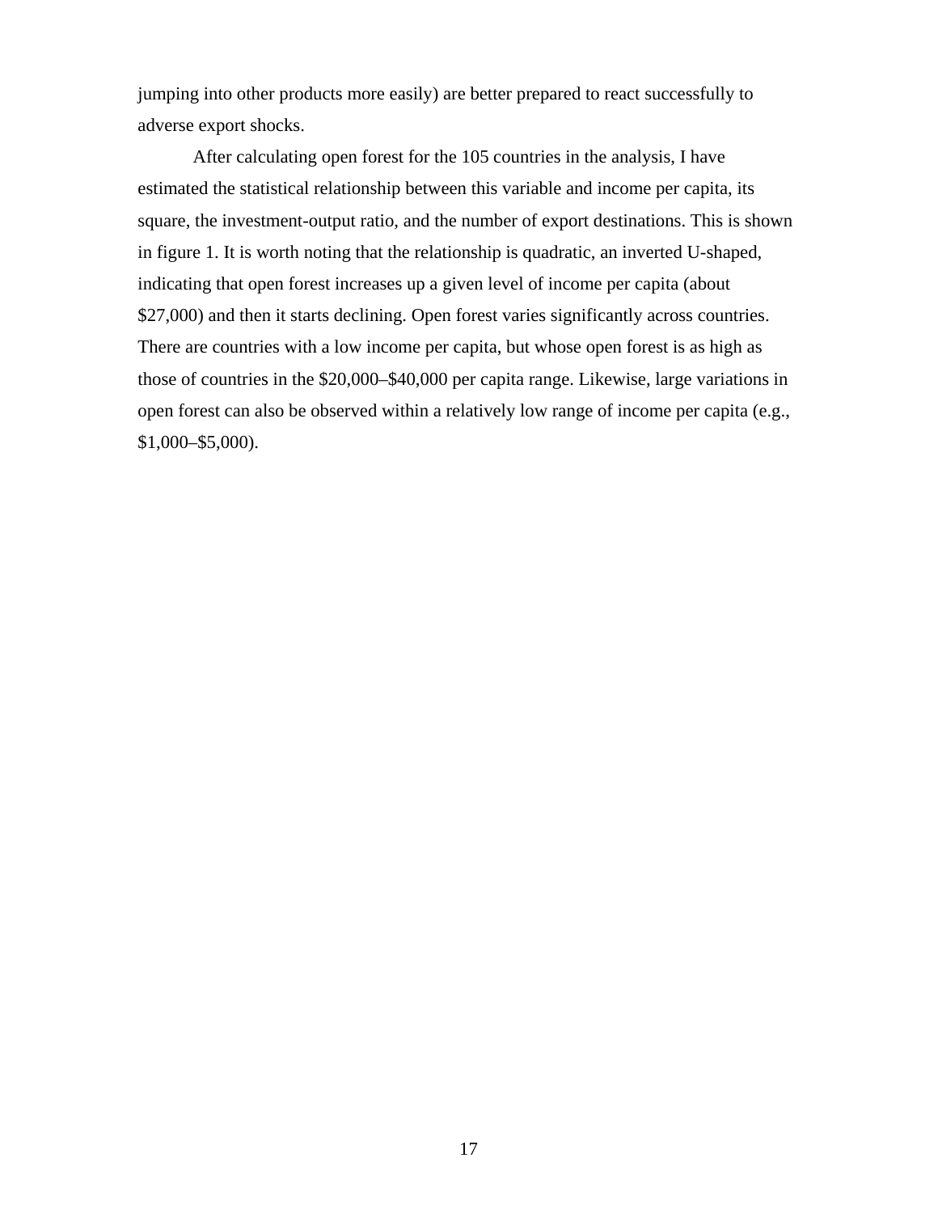jumping into other products more easily) are better prepared to react successfully to adverse export shocks.

After calculating open forest for the 105 countries in the analysis, I have estimated the statistical relationship between this variable and income per capita, its square, the investment-output ratio, and the number of export destinations. This is shown in figure 1. It is worth noting that the relationship is quadratic, an inverted U-shaped, indicating that open forest increases up a given level of income per capita (about $27,000) and then it starts declining. Open forest varies significantly across countries. There are countries with a low income per capita, but whose open forest is as high as those of countries in the $20,000–$40,000 per capita range. Likewise, large variations in open forest can also be observed within a relatively low range of income per capita (e.g., $1,000–$5,000).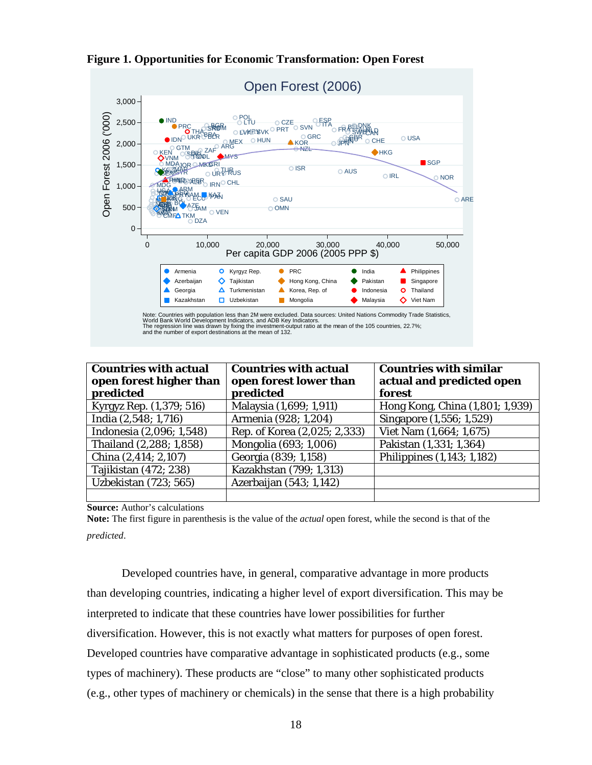**Figure 1. Opportunities for Economic Transformation: Open Forest**

| Countries with actual open forest higher than predicted | Countries with actual open forest lower than predicted | Countries with similar actual and predicted open forest |
|---|---|---|
| Kyrgyz Rep. (1,379; 516) | Malaysia (1,699; 1,911) | Hong Kong, China (1,801; 1,939) |
| India (2,548; 1,716) | Armenia (928; 1,204) | Singapore (1,556; 1,529) |
| Indonesia (2,096; 1,548) | Rep. of Korea (2,025; 2,333) | Viet Nam (1,664; 1,675) |
| Thailand (2,288; 1,858) | Mongolia (693; 1,006) | Pakistan (1,331; 1,364) |
| China (2,414; 2,107) | Georgia (839; 1,158) | Philippines (1,143; 1,182) |
| Tajikistan (472; 238) | Kazakhstan (799; 1,313) | |
| Uzbekistan (723; 565) | Azerbaijan (543; 1,142) | |
| | | |

**Source:** Author's calculations

**Note:** The first figure in parenthesis is the value of the *actual* open forest, while the second is that of the *predicted*.

Developed countries have, in general, comparative advantage in more products than developing countries, indicating a higher level of export diversification. This may be interpreted to indicate that these countries have lower possibilities for further diversification. However, this is not exactly what matters for purposes of open forest. Developed countries have comparative advantage in sophisticated products (e.g., some types of machinery). These products are "close" to many other sophisticated products (e.g., other types of machinery or chemicals) in the sense that there is a high probability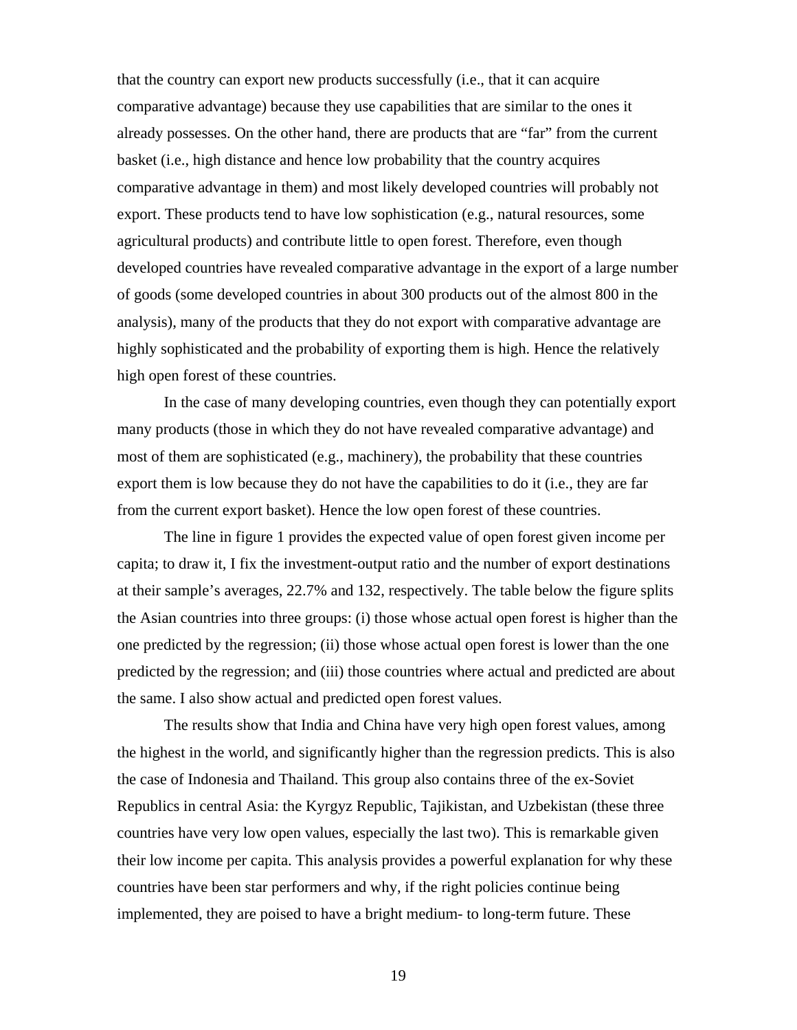that the country can export new products successfully (i.e., that it can acquire comparative advantage) because they use capabilities that are similar to the ones it already possesses. On the other hand, there are products that are "far" from the current basket (i.e., high distance and hence low probability that the country acquires comparative advantage in them) and most likely developed countries will probably not export. These products tend to have low sophistication (e.g., natural resources, some agricultural products) and contribute little to open forest. Therefore, even though developed countries have revealed comparative advantage in the export of a large number of goods (some developed countries in about 300 products out of the almost 800 in the analysis), many of the products that they do not export with comparative advantage are highly sophisticated and the probability of exporting them is high. Hence the relatively high open forest of these countries.

In the case of many developing countries, even though they can potentially export many products (those in which they do not have revealed comparative advantage) and most of them are sophisticated (e.g., machinery), the probability that these countries export them is low because they do not have the capabilities to do it (i.e., they are far from the current export basket). Hence the low open forest of these countries.

The line in figure 1 provides the expected value of open forest given income per capita; to draw it, I fix the investment-output ratio and the number of export destinations at their sample's averages, 22.7% and 132, respectively. The table below the figure splits the Asian countries into three groups: (i) those whose actual open forest is higher than the one predicted by the regression; (ii) those whose actual open forest is lower than the one predicted by the regression; and (iii) those countries where actual and predicted are about the same. I also show actual and predicted open forest values.

The results show that India and China have very high open forest values, among the highest in the world, and significantly higher than the regression predicts. This is also the case of Indonesia and Thailand. This group also contains three of the ex-Soviet Republics in central Asia: the Kyrgyz Republic, Tajikistan, and Uzbekistan (these three countries have very low open values, especially the last two). This is remarkable given their low income per capita. This analysis provides a powerful explanation for why these countries have been star performers and why, if the right policies continue being implemented, they are poised to have a bright medium- to long-term future. These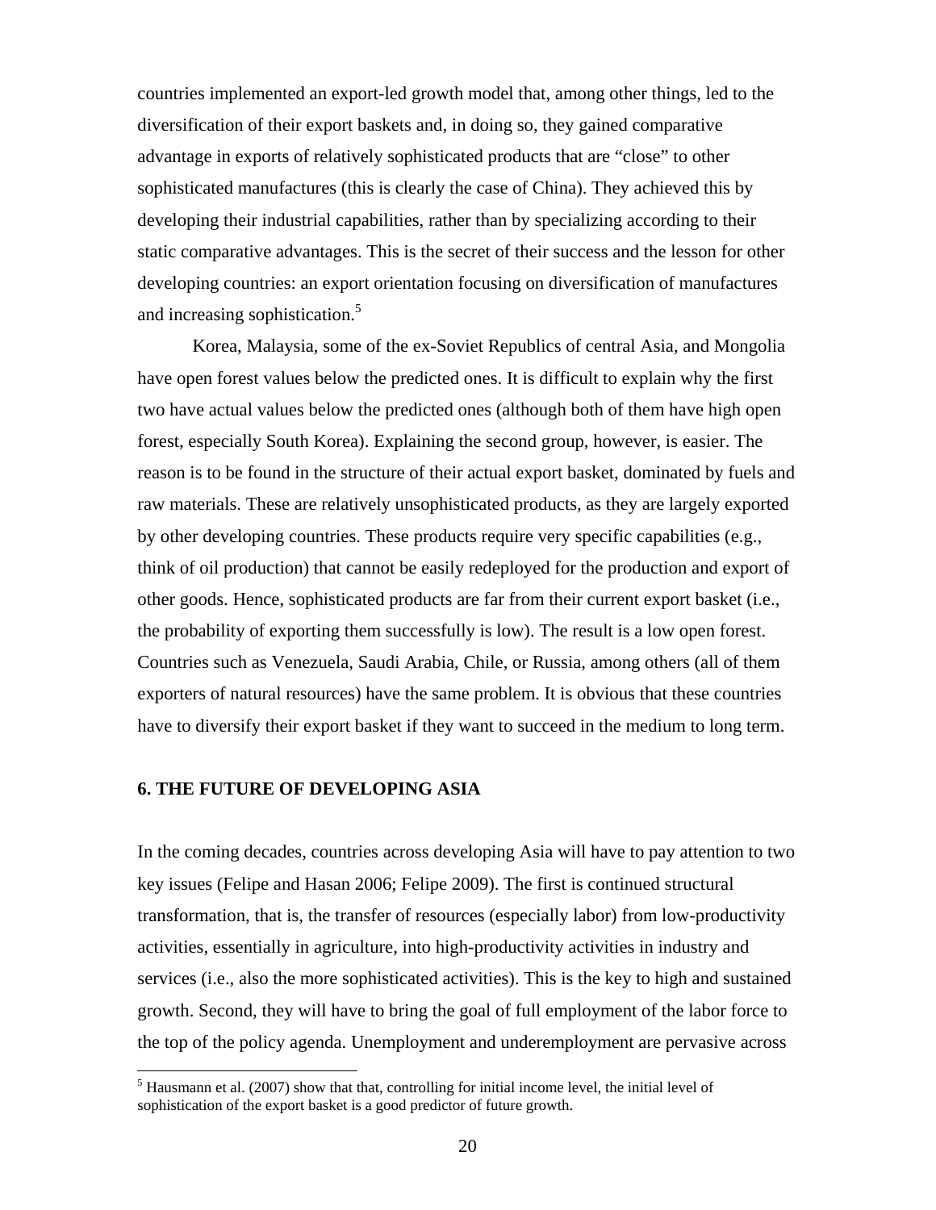countries implemented an export-led growth model that, among other things, led to the diversification of their export baskets and, in doing so, they gained comparative advantage in exports of relatively sophisticated products that are "close" to other sophisticated manufactures (this is clearly the case of China). They achieved this by developing their industrial capabilities, rather than by specializing according to their static comparative advantages. This is the secret of their success and the lesson for other developing countries: an export orientation focusing on diversification of manufactures and increasing sophistication.[5]

Korea, Malaysia, some of the ex-Soviet Republics of central Asia, and Mongolia have open forest values below the predicted ones. It is difficult to explain why the first two have actual values below the predicted ones (although both of them have high open forest, especially South Korea). Explaining the second group, however, is easier. The reason is to be found in the structure of their actual export basket, dominated by fuels and raw materials. These are relatively unsophisticated products, as they are largely exported by other developing countries. These products require very specific capabilities (e.g., think of oil production) that cannot be easily redeployed for the production and export of other goods. Hence, sophisticated products are far from their current export basket (i.e., the probability of exporting them successfully is low). The result is a low open forest. Countries such as Venezuela, Saudi Arabia, Chile, or Russia, among others (all of them exporters of natural resources) have the same problem. It is obvious that these countries have to diversify their export basket if they want to succeed in the medium to long term.

## 6. THE FUTURE OF DEVELOPING ASIA

In the coming decades, countries across developing Asia will have to pay attention to two key issues (Felipe and Hasan 2006; Felipe 2009). The first is continued structural transformation, that is, the transfer of resources (especially labor) from low-productivity activities, essentially in agriculture, into high-productivity activities in industry and services (i.e., also the more sophisticated activities). This is the key to high and sustained growth. Second, they will have to bring the goal of full employment of the labor force to the top of the policy agenda. Unemployment and underemployment are pervasive across

[5] Hausmann et al. (2007) show that that, controlling for initial income level, the initial level of sophistication of the export basket is a good predictor of future growth.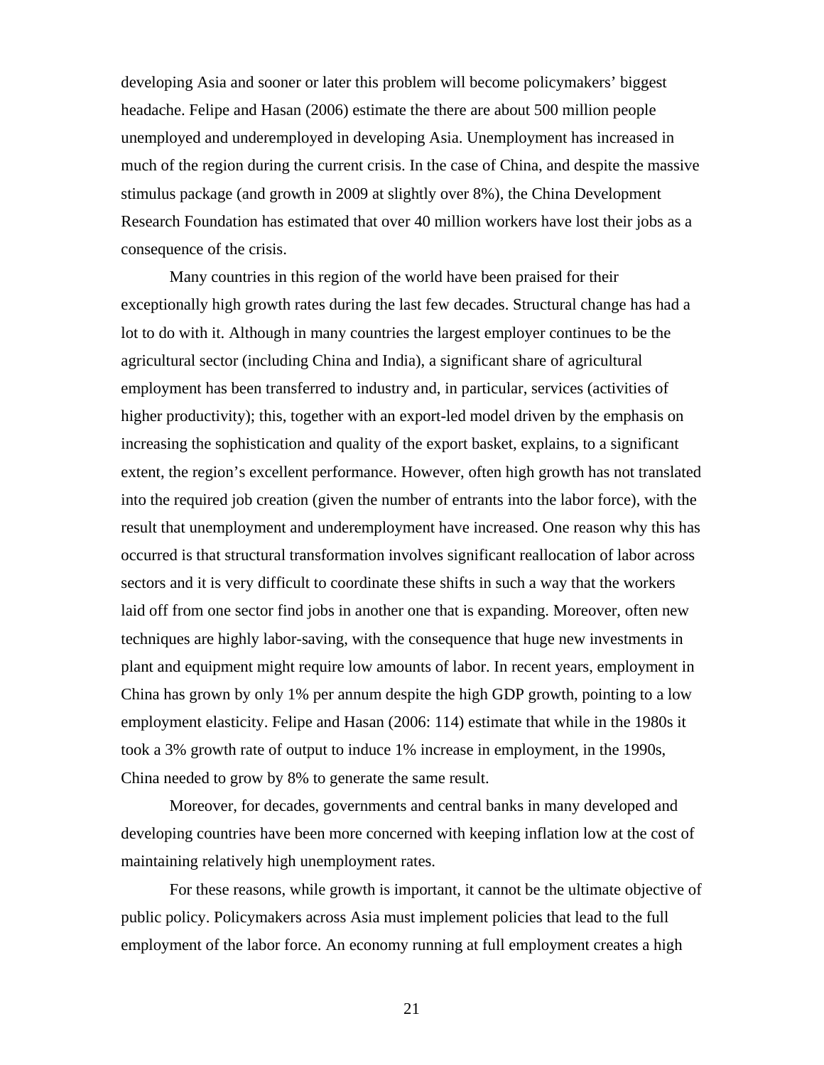developing Asia and sooner or later this problem will become policymakers' biggest headache. Felipe and Hasan (2006) estimate the there are about 500 million people unemployed and underemployed in developing Asia. Unemployment has increased in much of the region during the current crisis. In the case of China, and despite the massive stimulus package (and growth in 2009 at slightly over 8%), the China Development Research Foundation has estimated that over 40 million workers have lost their jobs as a consequence of the crisis.

Many countries in this region of the world have been praised for their exceptionally high growth rates during the last few decades. Structural change has had a lot to do with it. Although in many countries the largest employer continues to be the agricultural sector (including China and India), a significant share of agricultural employment has been transferred to industry and, in particular, services (activities of higher productivity); this, together with an export-led model driven by the emphasis on increasing the sophistication and quality of the export basket, explains, to a significant extent, the region's excellent performance. However, often high growth has not translated into the required job creation (given the number of entrants into the labor force), with the result that unemployment and underemployment have increased. One reason why this has occurred is that structural transformation involves significant reallocation of labor across sectors and it is very difficult to coordinate these shifts in such a way that the workers laid off from one sector find jobs in another one that is expanding. Moreover, often new techniques are highly labor-saving, with the consequence that huge new investments in plant and equipment might require low amounts of labor. In recent years, employment in China has grown by only 1% per annum despite the high GDP growth, pointing to a low employment elasticity. Felipe and Hasan (2006: 114) estimate that while in the 1980s it took a 3% growth rate of output to induce 1% increase in employment, in the 1990s, China needed to grow by 8% to generate the same result.

Moreover, for decades, governments and central banks in many developed and developing countries have been more concerned with keeping inflation low at the cost of maintaining relatively high unemployment rates.

For these reasons, while growth is important, it cannot be the ultimate objective of public policy. Policymakers across Asia must implement policies that lead to the full employment of the labor force. An economy running at full employment creates a high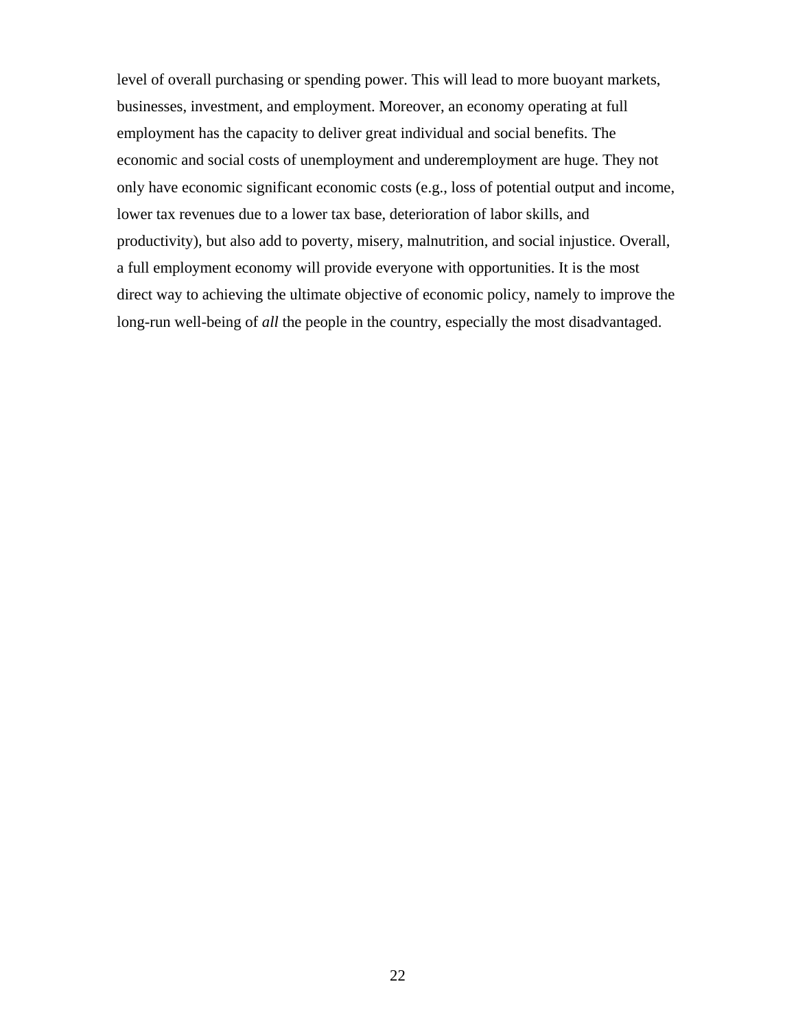level of overall purchasing or spending power. This will lead to more buoyant markets, businesses, investment, and employment. Moreover, an economy operating at full employment has the capacity to deliver great individual and social benefits. The economic and social costs of unemployment and underemployment are huge. They not only have economic significant economic costs (e.g., loss of potential output and income, lower tax revenues due to a lower tax base, deterioration of labor skills, and productivity), but also add to poverty, misery, malnutrition, and social injustice. Overall, a full employment economy will provide everyone with opportunities. It is the most direct way to achieving the ultimate objective of economic policy, namely to improve the long-run well-being of *all* the people in the country, especially the most disadvantaged.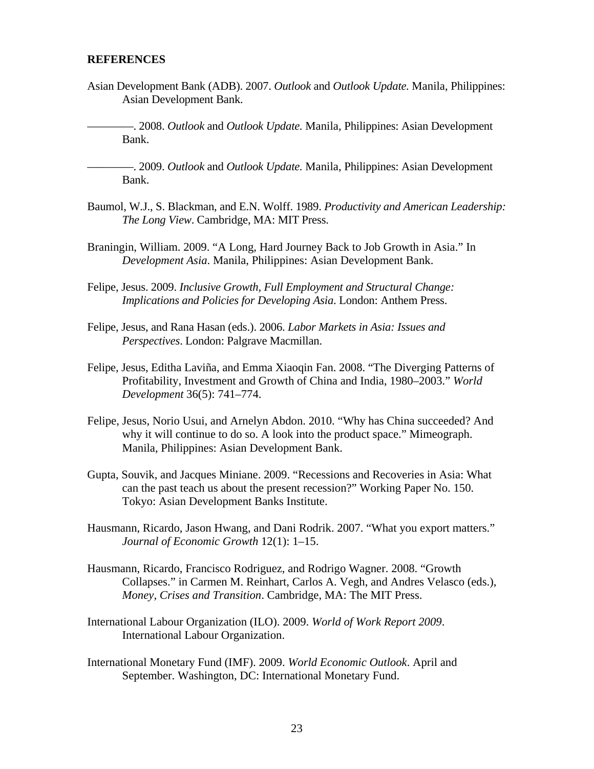**REFERENCES**

Asian Development Bank (ADB). 2007. *Outlook* and *Outlook Update.* Manila, Philippines: Asian Development Bank.

————. 2008. *Outlook* and *Outlook Update.* Manila, Philippines: Asian Development Bank.

————. 2009. *Outlook* and *Outlook Update.* Manila, Philippines: Asian Development Bank.

Baumol, W.J., S. Blackman, and E.N. Wolff. 1989. *Productivity and American Leadership: The Long View*. Cambridge, MA: MIT Press.

Braningin, William. 2009. "A Long, Hard Journey Back to Job Growth in Asia." In *Development Asia*. Manila, Philippines: Asian Development Bank.

Felipe, Jesus. 2009. *Inclusive Growth, Full Employment and Structural Change: Implications and Policies for Developing Asia*. London: Anthem Press.

Felipe, Jesus, and Rana Hasan (eds.). 2006. *Labor Markets in Asia: Issues and Perspectives*. London: Palgrave Macmillan.

Felipe, Jesus, Editha Laviña, and Emma Xiaoqin Fan. 2008. "The Diverging Patterns of Profitability, Investment and Growth of China and India, 1980–2003." *World Development* 36(5): 741–774.

Felipe, Jesus, Norio Usui, and Arnelyn Abdon. 2010. "Why has China succeeded? And why it will continue to do so. A look into the product space." Mimeograph. Manila, Philippines: Asian Development Bank.

Gupta, Souvik, and Jacques Miniane. 2009. "Recessions and Recoveries in Asia: What can the past teach us about the present recession?" Working Paper No. 150. Tokyo: Asian Development Banks Institute.

Hausmann, Ricardo, Jason Hwang, and Dani Rodrik. 2007. "What you export matters." *Journal of Economic Growth* 12(1): 1–15.

Hausmann, Ricardo, Francisco Rodriguez, and Rodrigo Wagner. 2008. "Growth Collapses." in Carmen M. Reinhart, Carlos A. Vegh, and Andres Velasco (eds.), *Money, Crises and Transition*. Cambridge, MA: The MIT Press.

International Labour Organization (ILO). 2009. *World of Work Report 2009*. International Labour Organization.

International Monetary Fund (IMF). 2009. *World Economic Outlook*. April and September. Washington, DC: International Monetary Fund.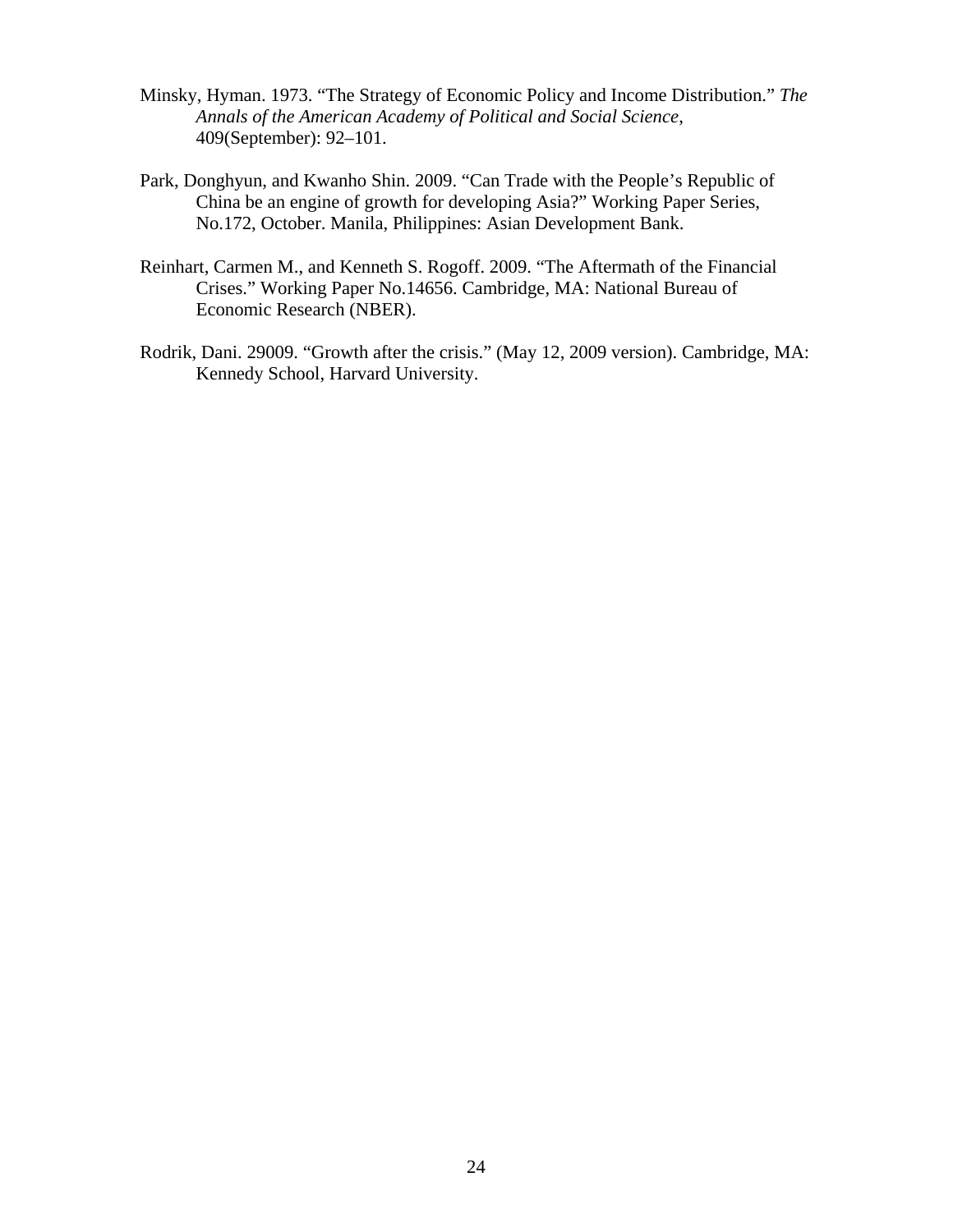Minsky, Hyman. 1973. "The Strategy of Economic Policy and Income Distribution." *The Annals of the American Academy of Political and Social Science*, 409(September): 92–101.

Park, Donghyun, and Kwanho Shin. 2009. "Can Trade with the People's Republic of China be an engine of growth for developing Asia?" Working Paper Series, No.172, October. Manila, Philippines: Asian Development Bank.

Reinhart, Carmen M., and Kenneth S. Rogoff. 2009. "The Aftermath of the Financial Crises." Working Paper No.14656. Cambridge, MA: National Bureau of Economic Research (NBER).

Rodrik, Dani. 29009. "Growth after the crisis." (May 12, 2009 version). Cambridge, MA: Kennedy School, Harvard University.